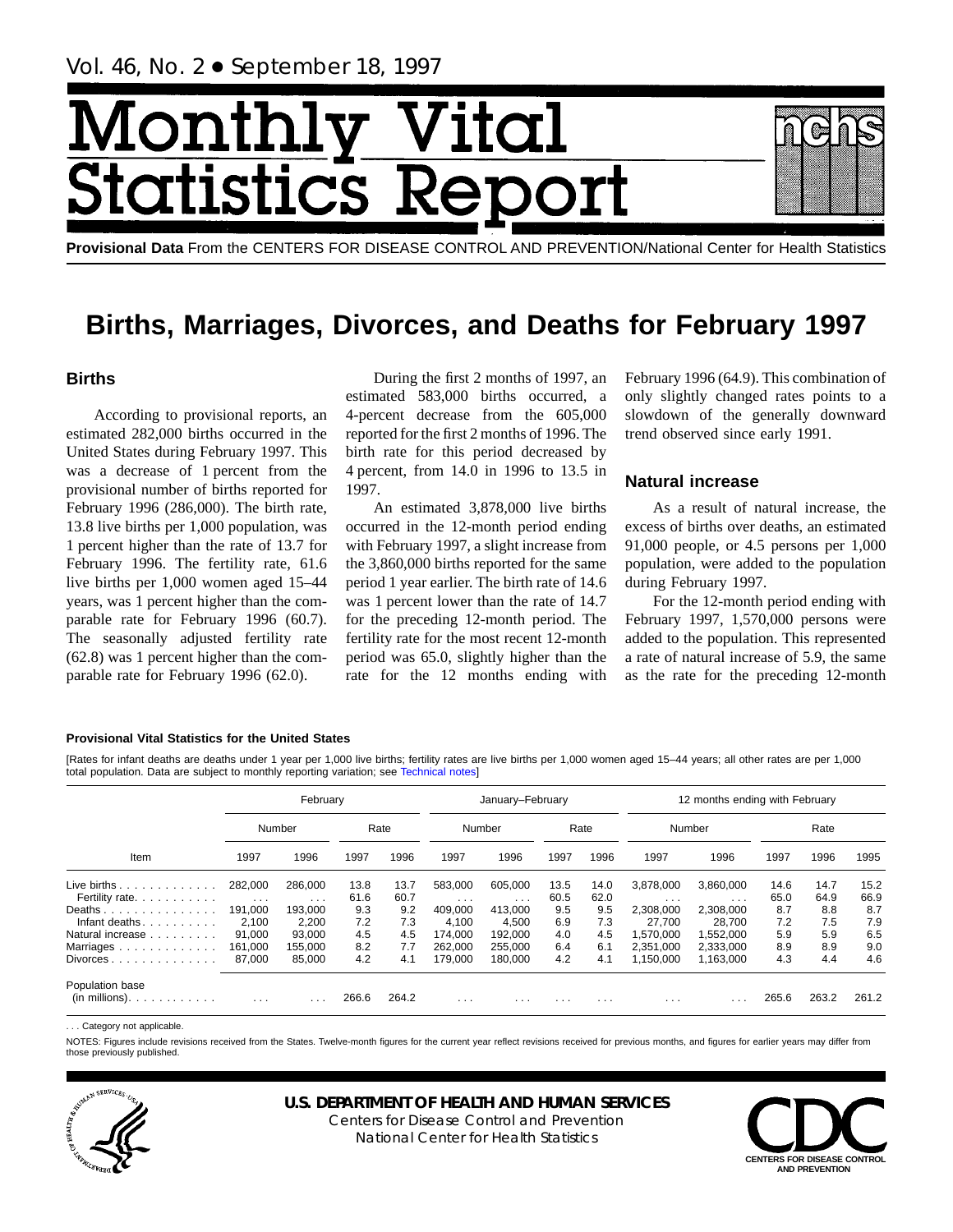Vol. 46, No. 2 • September 18, 1997

# Monthly Vital Statistics Report

**Provisional Data** From the CENTERS FOR DISEASE CONTROL AND PREVENTION/National Center for Health Statistics

# Births, Marriages, Divorces, and Deaths for February 1997

## Births

According to provisional reports, an estimated 282,000 births occurred in the United States during February 1997. This was a decrease of 1 percent from the provisional number of births reported for February 1996 (286,000). The birth rate, 13.8 live births per 1,000 population, was 1 percent higher than the rate of 13.7 for February 1996. The fertility rate, 61.6 live births per 1,000 women aged 15–44 years, was 1 percent higher than the comparable rate for February 1996 (60.7). The seasonally adjusted fertility rate (62.8) was 1 percent higher than the comparable rate for February 1996 (62.0).

During the first 2 months of 1997, an estimated 583,000 births occurred, a 4-percent decrease from the 605,000 reported for the first 2 months of 1996. The birth rate for this period decreased by 4 percent, from 14.0 in 1996 to 13.5 in 1997.

An estimated 3,878,000 live births occurred in the 12-month period ending with February 1997, a slight increase from the 3,860,000 births reported for the same period 1 year earlier. The birth rate of 14.6 was 1 percent lower than the rate of 14.7 for the preceding 12-month period. The fertility rate for the most recent 12-month period was 65.0, slightly higher than the rate for the 12 months ending with February 1996 (64.9). This combination of only slightly changed rates points to a slowdown of the generally downward trend observed since early 1991.

## Natural increase

As a result of natural increase, the excess of births over deaths, an estimated 91,000 people, or 4.5 persons per 1,000 population, were added to the population during February 1997.

For the 12-month period ending with February 1997, 1,570,000 persons were added to the population. This represented a rate of natural increase of 5.9, the same as the rate for the preceding 12-month

**Provisional Vital Statistics for the United States**

[Rates for infant deaths are deaths under 1 year per 1,000 live births; fertility rates are live births per 1,000 women aged 15–44 years; all other rates are per 1,000 total population. Data are subject to monthly reporting variation; see Technical notes]

| Item | February | | | | January–February | | | | 12 months ending with February | | | | |
|---|---|---|---|---|---|---|---|---|---|---|---|---|---|
| | Number | | Rate | | Number | | Rate | | Number | | Rate | | |
| | 1997 | 1996 | 1997 | 1996 | 1997 | 1996 | 1997 | 1996 | 1997 | 1996 | 1997 | 1996 | 1995 |
| Live births | 282,000 | 286,000 | 13.8 | 13.7 | 583,000 | 605,000 | 13.5 | 14.0 | 3,878,000 | 3,860,000 | 14.6 | 14.7 | 15.2 |
| Fertility rate | . . . | . . . | 61.6 | 60.7 | . . . | . . . | 60.5 | 62.0 | . . . | . . . | 65.0 | 64.9 | 66.9 |
| Deaths | 191,000 | 193,000 | 9.3 | 9.2 | 409,000 | 413,000 | 9.5 | 9.5 | 2,308,000 | 2,308,000 | 8.7 | 8.8 | 8.7 |
| Infant deaths | 2,100 | 2,200 | 7.2 | 7.3 | 4,100 | 4,500 | 6.9 | 7.3 | 27,700 | 28,700 | 7.2 | 7.5 | 7.9 |
| Natural increase | 91,000 | 93,000 | 4.5 | 4.5 | 174,000 | 192,000 | 4.0 | 4.5 | 1,570,000 | 1,552,000 | 5.9 | 5.9 | 6.5 |
| Marriages | 161,000 | 155,000 | 8.2 | 7.7 | 262,000 | 255,000 | 6.4 | 6.1 | 2,351,000 | 2,333,000 | 8.9 | 8.9 | 9.0 |
| Divorces | 87,000 | 85,000 | 4.2 | 4.1 | 179,000 | 180,000 | 4.2 | 4.1 | 1,150,000 | 1,163,000 | 4.3 | 4.4 | 4.6 |
| Population base (in millions) | . . . | . . . | 266.6 | 264.2 | . . . | . . . | . . . | . . . | . . . | . . . | 265.6 | 263.2 | 261.2 |

. . . Category not applicable.

NOTES: Figures include revisions received from the States. Twelve-month figures for the current year reflect revisions received for previous months, and figures for earlier years may differ from those previously published.

**U.S. DEPARTMENT OF HEALTH AND HUMAN SERVICES**
Centers for Disease Control and Prevention
National Center for Health Statistics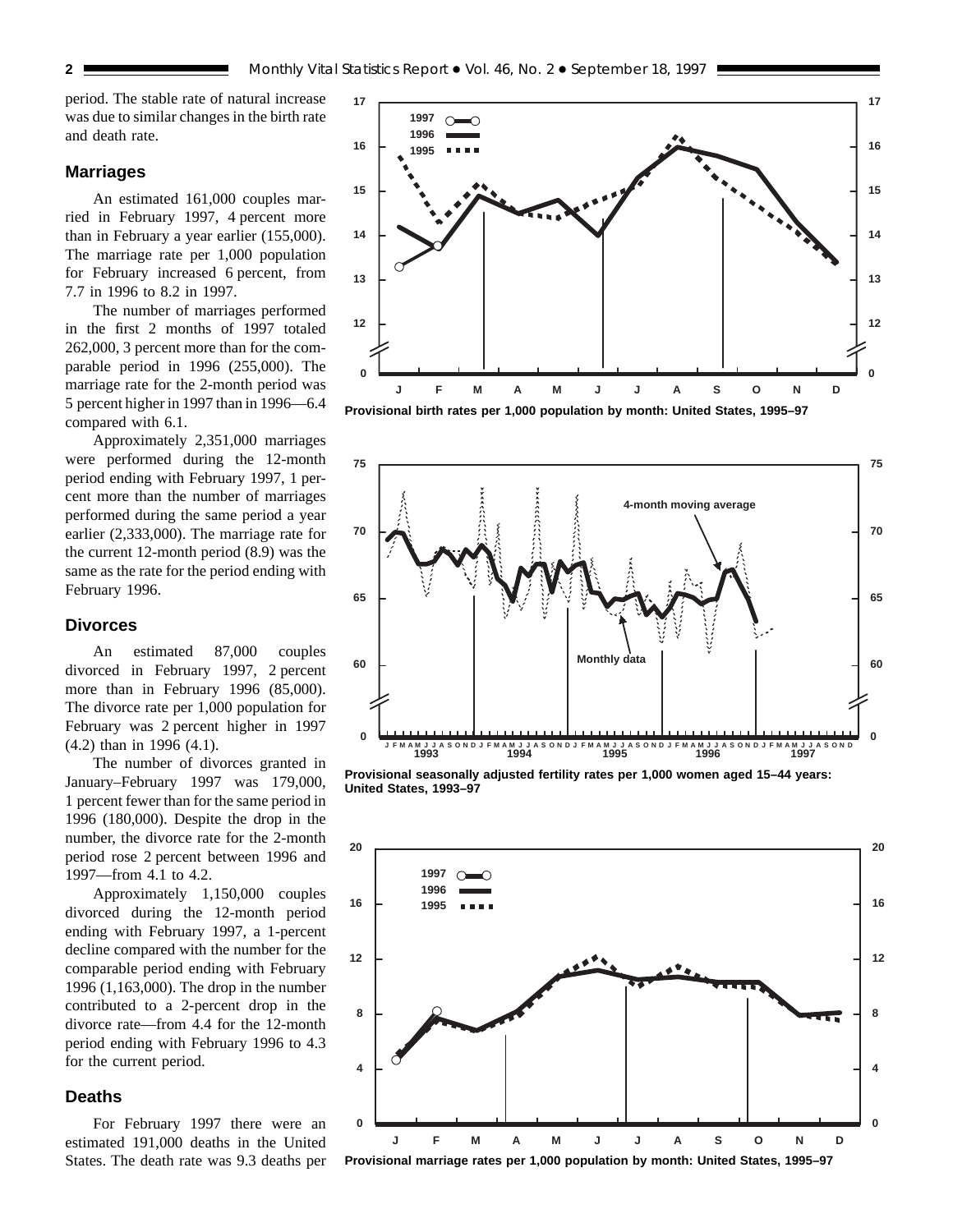period. The stable rate of natural increase was due to similar changes in the birth rate and death rate.

## Marriages

An estimated 161,000 couples married in February 1997, 4 percent more than in February a year earlier (155,000). The marriage rate per 1,000 population for February increased 6 percent, from 7.7 in 1996 to 8.2 in 1997.

The number of marriages performed in the first 2 months of 1997 totaled 262,000, 3 percent more than for the comparable period in 1996 (255,000). The marriage rate for the 2-month period was 5 percent higher in 1997 than in 1996—6.4 compared with 6.1.

Approximately 2,351,000 marriages were performed during the 12-month period ending with February 1997, 1 percent more than the number of marriages performed during the same period a year earlier (2,333,000). The marriage rate for the current 12-month period (8.9) was the same as the rate for the period ending with February 1996.

## Divorces

An estimated 87,000 couples divorced in February 1997, 2 percent more than in February 1996 (85,000). The divorce rate per 1,000 population for February was 2 percent higher in 1997 (4.2) than in 1996 (4.1).

The number of divorces granted in January–February 1997 was 179,000, 1 percent fewer than for the same period in 1996 (180,000). Despite the drop in the number, the divorce rate for the 2-month period rose 2 percent between 1996 and 1997—from 4.1 to 4.2.

Approximately 1,150,000 couples divorced during the 12-month period ending with February 1997, a 1-percent decline compared with the number for the comparable period ending with February 1996 (1,163,000). The drop in the number contributed to a 2-percent drop in the divorce rate—from 4.4 for the 12-month period ending with February 1996 to 4.3 for the current period.

## Deaths

For February 1997 there were an estimated 191,000 deaths in the United States. The death rate was 9.3 deaths per

**Provisional birth rates per 1,000 population by month: United States, 1995–97**

**Provisional seasonally adjusted fertility rates per 1,000 women aged 15–44 years: United States, 1993–97**

**Provisional marriage rates per 1,000 population by month: United States, 1995–97**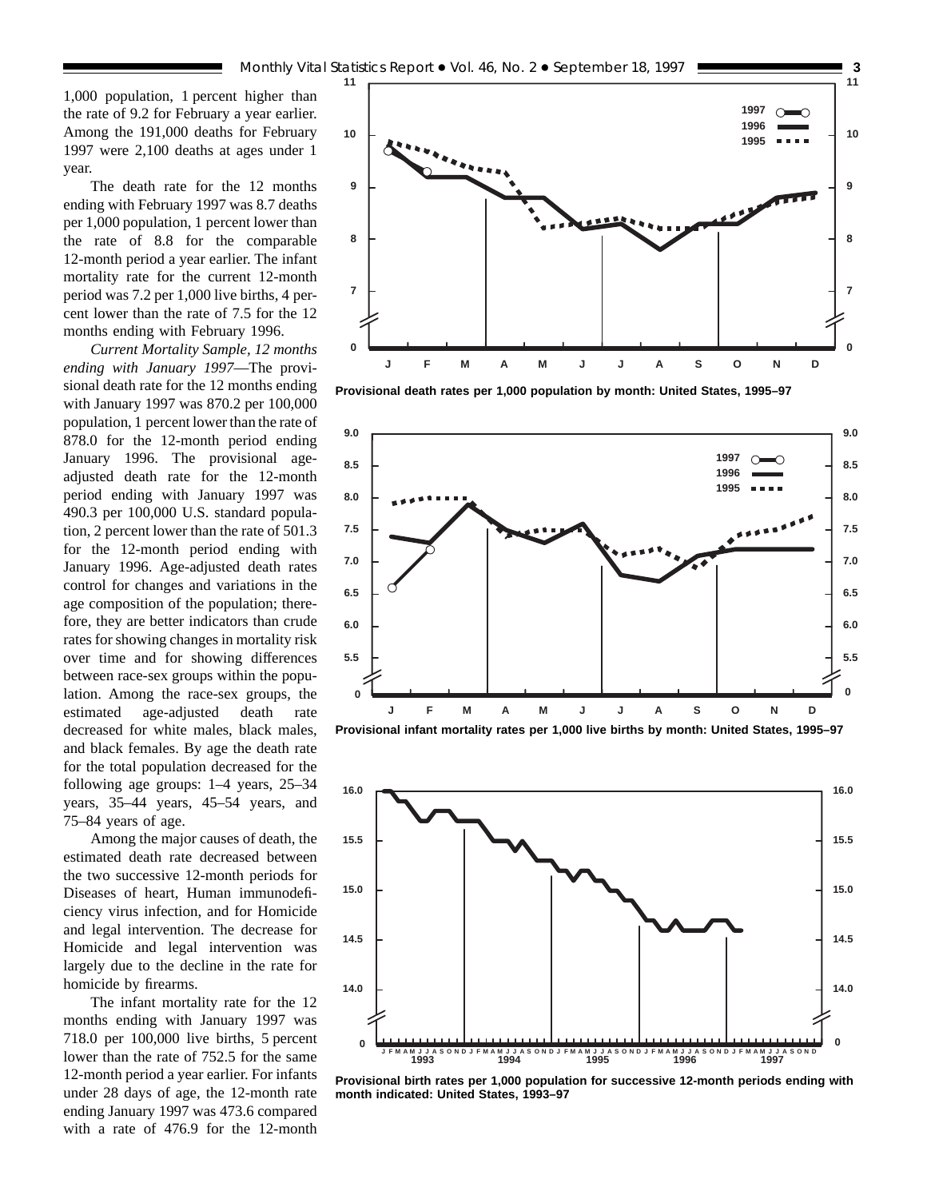1,000 population, 1 percent higher than the rate of 9.2 for February a year earlier. Among the 191,000 deaths for February 1997 were 2,100 deaths at ages under 1 year.

The death rate for the 12 months ending with February 1997 was 8.7 deaths per 1,000 population, 1 percent lower than the rate of 8.8 for the comparable 12-month period a year earlier. The infant mortality rate for the current 12-month period was 7.2 per 1,000 live births, 4 percent lower than the rate of 7.5 for the 12 months ending with February 1996.

*Current Mortality Sample, 12 months ending with January 1997*—The provisional death rate for the 12 months ending with January 1997 was 870.2 per 100,000 population, 1 percent lower than the rate of 878.0 for the 12-month period ending January 1996. The provisional age-adjusted death rate for the 12-month period ending with January 1997 was 490.3 per 100,000 U.S. standard population, 2 percent lower than the rate of 501.3 for the 12-month period ending with January 1996. Age-adjusted death rates control for changes and variations in the age composition of the population; therefore, they are better indicators than crude rates for showing changes in mortality risk over time and for showing differences between race-sex groups within the population. Among the race-sex groups, the estimated age-adjusted death rate decreased for white males, black males, and black females. By age the death rate for the total population decreased for the following age groups: 1–4 years, 25–34 years, 35–44 years, 45–54 years, and 75–84 years of age.

Among the major causes of death, the estimated death rate decreased between the two successive 12-month periods for Diseases of heart, Human immunodeficiency virus infection, and for Homicide and legal intervention. The decrease for Homicide and legal intervention was largely due to the decline in the rate for homicide by firearms.

The infant mortality rate for the 12 months ending with January 1997 was 718.0 per 100,000 live births, 5 percent lower than the rate of 752.5 for the same 12-month period a year earlier. For infants under 28 days of age, the 12-month rate ending January 1997 was 473.6 compared with a rate of 476.9 for the 12-month

**Provisional death rates per 1,000 population by month: United States, 1995–97**

**Provisional infant mortality rates per 1,000 live births by month: United States, 1995–97**

**Provisional birth rates per 1,000 population for successive 12-month periods ending with month indicated: United States, 1993–97**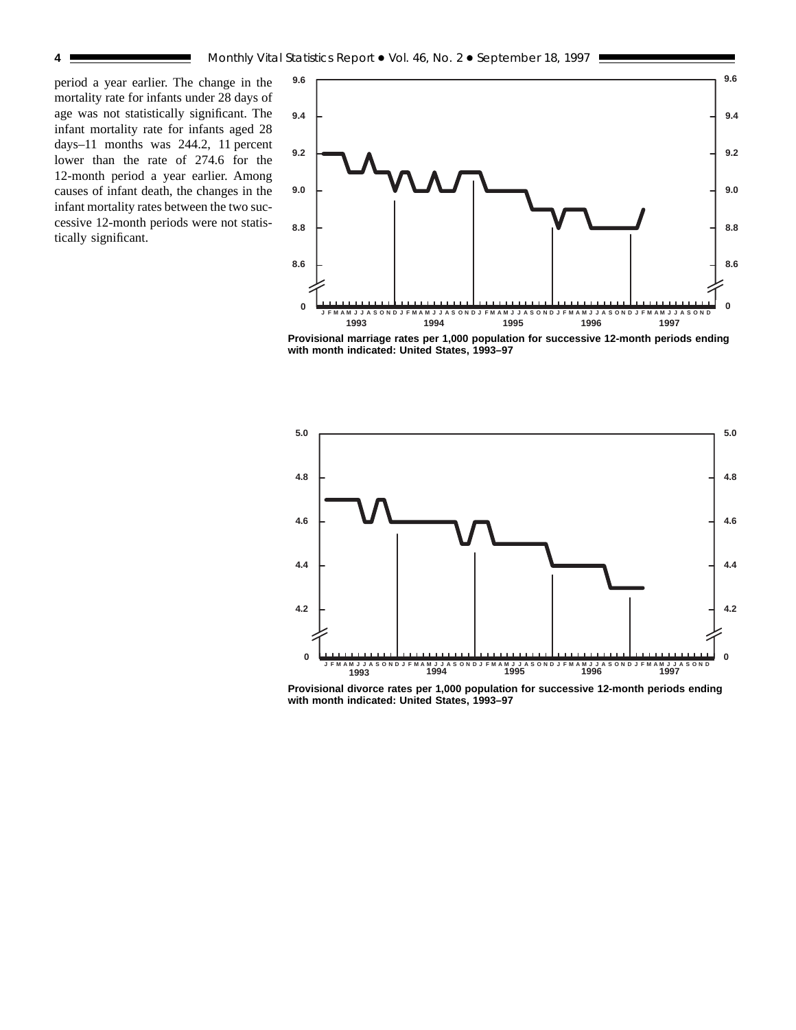period a year earlier. The change in the mortality rate for infants under 28 days of age was not statistically significant. The infant mortality rate for infants aged 28 days–11 months was 244.2, 11 percent lower than the rate of 274.6 for the 12-month period a year earlier. Among causes of infant death, the changes in the infant mortality rates between the two successive 12-month periods were not statistically significant.

**Provisional marriage rates per 1,000 population for successive 12-month periods ending with month indicated: United States, 1993–97**

**Provisional divorce rates per 1,000 population for successive 12-month periods ending with month indicated: United States, 1993–97**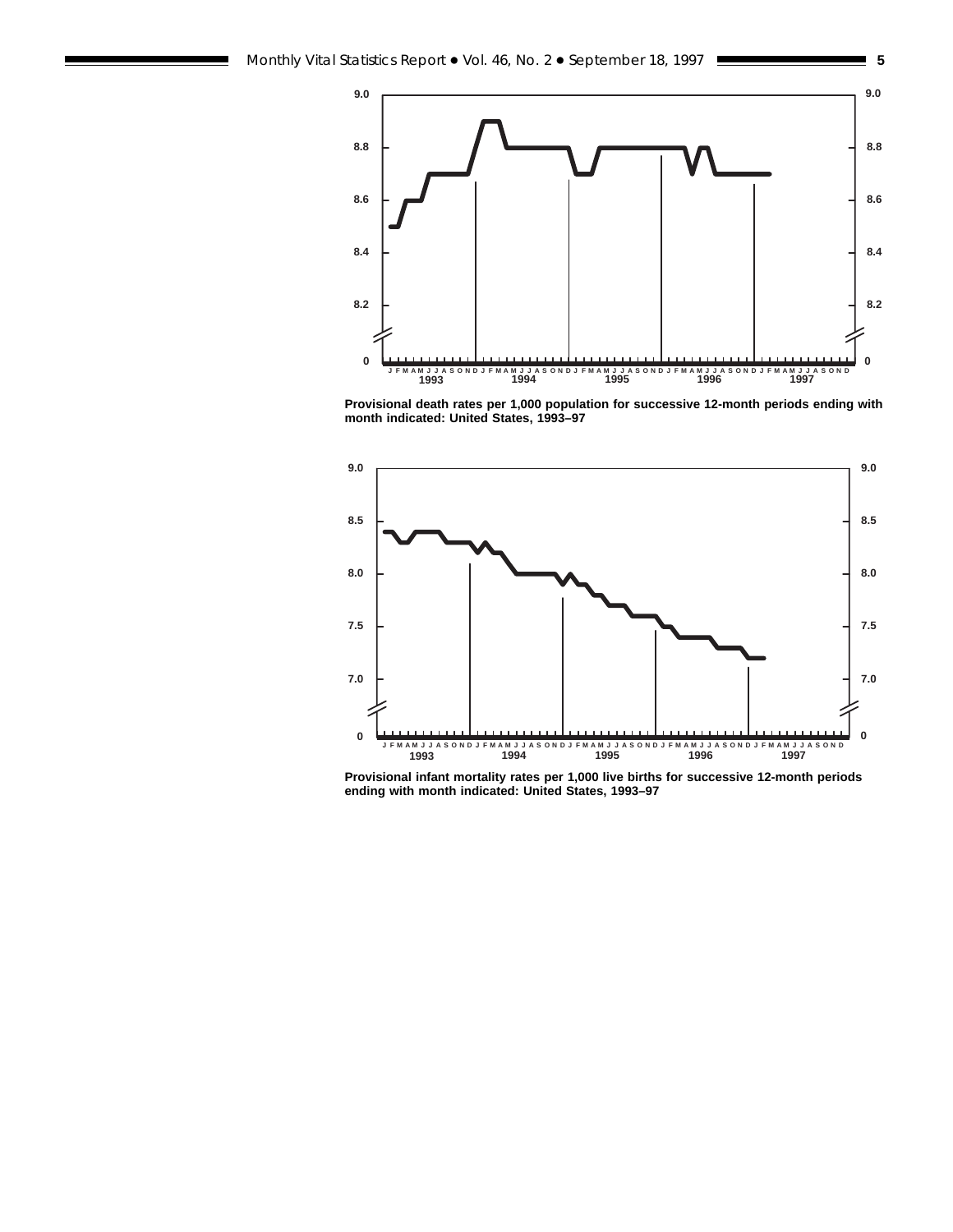Provisional death rates per 1,000 population for successive 12-month periods ending with month indicated: United States, 1993–97

Provisional infant mortality rates per 1,000 live births for successive 12-month periods ending with month indicated: United States, 1993–97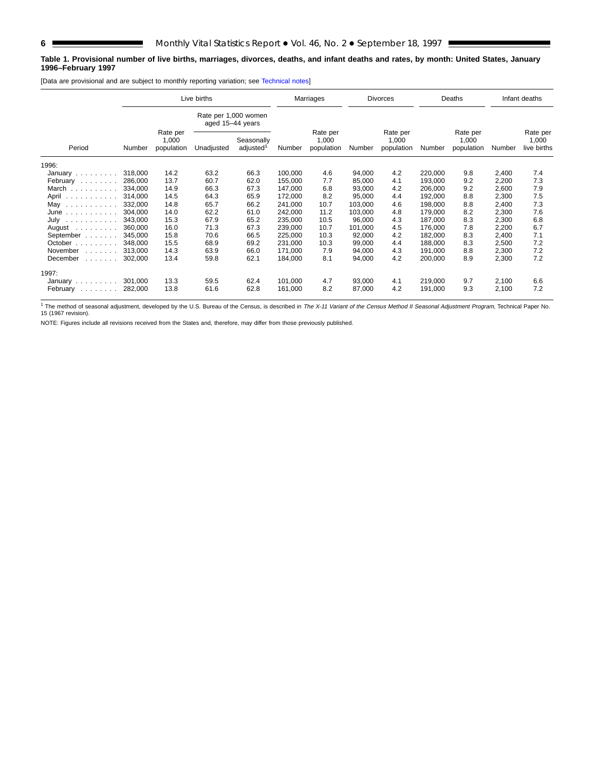**Table 1. Provisional number of live births, marriages, divorces, deaths, and infant deaths and rates, by month: United States, January 1996–February 1997**

[Data are provisional and are subject to monthly reporting variation; see Technical notes]

| | Live births | | | | Marriages | | Divorces | | Deaths | | Infant deaths | |
|---|---|---|---|---|---|---|---|---|---|---|---|---|
| | | | Rate per 1,000 women aged 15–44 years | | | | | | | | | |
| Period | Number | Rate per 1,000 population | Unadjusted | Seasonally adjusted[1] | Number | Rate per 1,000 population | Number | Rate per 1,000 population | Number | Rate per 1,000 population | Number | Rate per 1,000 live births |
| 1996: | | | | | | | | | | | | |
| January | 318,000 | 14.2 | 63.2 | 66.3 | 100,000 | 4.6 | 94,000 | 4.2 | 220,000 | 9.8 | 2,400 | 7.4 |
| February | 286,000 | 13.7 | 60.7 | 62.0 | 155,000 | 7.7 | 85,000 | 4.1 | 193,000 | 9.2 | 2,200 | 7.3 |
| March | 334,000 | 14.9 | 66.3 | 67.3 | 147,000 | 6.8 | 93,000 | 4.2 | 206,000 | 9.2 | 2,600 | 7.9 |
| April | 314,000 | 14.5 | 64.3 | 65.9 | 172,000 | 8.2 | 95,000 | 4.4 | 192,000 | 8.8 | 2,300 | 7.5 |
| May | 332,000 | 14.8 | 65.7 | 66.2 | 241,000 | 10.7 | 103,000 | 4.6 | 198,000 | 8.8 | 2,400 | 7.3 |
| June | 304,000 | 14.0 | 62.2 | 61.0 | 242,000 | 11.2 | 103,000 | 4.8 | 179,000 | 8.2 | 2,300 | 7.6 |
| July | 343,000 | 15.3 | 67.9 | 65.2 | 235,000 | 10.5 | 96,000 | 4.3 | 187,000 | 8.3 | 2,300 | 6.8 |
| August | 360,000 | 16.0 | 71.3 | 67.3 | 239,000 | 10.7 | 101,000 | 4.5 | 176,000 | 7.8 | 2,200 | 6.7 |
| September | 345,000 | 15.8 | 70.6 | 66.5 | 225,000 | 10.3 | 92,000 | 4.2 | 182,000 | 8.3 | 2,400 | 7.1 |
| October | 348,000 | 15.5 | 68.9 | 69.2 | 231,000 | 10.3 | 99,000 | 4.4 | 188,000 | 8.3 | 2,500 | 7.2 |
| November | 313,000 | 14.3 | 63.9 | 66.0 | 171,000 | 7.9 | 94,000 | 4.3 | 191,000 | 8.8 | 2,300 | 7.2 |
| December | 302,000 | 13.4 | 59.8 | 62.1 | 184,000 | 8.1 | 94,000 | 4.2 | 200,000 | 8.9 | 2,300 | 7.2 |
| 1997: | | | | | | | | | | | | |
| January | 301,000 | 13.3 | 59.5 | 62.4 | 101,000 | 4.7 | 93,000 | 4.1 | 219,000 | 9.7 | 2,100 | 6.6 |
| February | 282,000 | 13.8 | 61.6 | 62.8 | 161,000 | 8.2 | 87,000 | 4.2 | 191,000 | 9.3 | 2,100 | 7.2 |

[1] The method of seasonal adjustment, developed by the U.S. Bureau of the Census, is described in *The X-11 Variant of the Census Method II Seasonal Adjustment Program*, Technical Paper No. 15 (1967 revision).

NOTE: Figures include all revisions received from the States and, therefore, may differ from those previously published.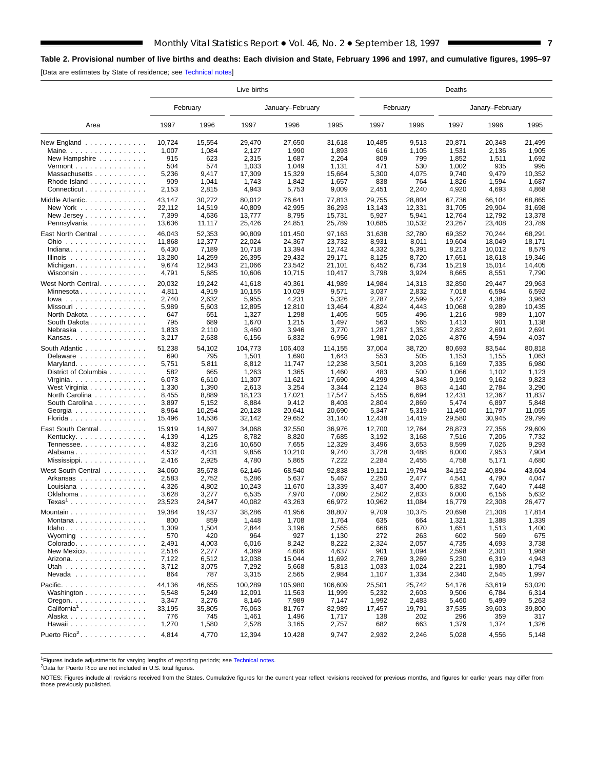## Table 2. Provisional number of live births and deaths: Each division and State, February 1996 and 1997, and cumulative figures, 1995–97

[Data are estimates by State of residence; see Technical notes]

| Area | Live births | | | | | Deaths | | | | |
|---|---|---|---|---|---|---|---|---|---|---|
| | February | | January–February | | | February | | Janary–February | | |
| | 1997 | 1996 | 1997 | 1996 | 1995 | 1997 | 1996 | 1997 | 1996 | 1995 |
| New England | 10,724 | 15,554 | 29,470 | 27,650 | 31,618 | 10,485 | 9,513 | 20,871 | 20,348 | 21,499 |
| Maine | 1,007 | 1,084 | 2,127 | 1,990 | 1,893 | 616 | 1,105 | 1,531 | 2,136 | 1,905 |
| New Hampshire | 915 | 623 | 2,315 | 1,687 | 2,264 | 809 | 799 | 1,852 | 1,511 | 1,692 |
| Vermont | 504 | 574 | 1,033 | 1,049 | 1,131 | 471 | 530 | 1,002 | 935 | 995 |
| Massachusetts | 5,236 | 9,417 | 17,309 | 15,329 | 15,664 | 5,300 | 4,075 | 9,740 | 9,479 | 10,352 |
| Rhode Island | 909 | 1,041 | 1,743 | 1,842 | 1,657 | 838 | 764 | 1,826 | 1,594 | 1,687 |
| Connecticut | 2,153 | 2,815 | 4,943 | 5,753 | 9,009 | 2,451 | 2,240 | 4,920 | 4,693 | 4,868 |
| Middle Atlantic | 43,147 | 30,272 | 80,012 | 76,641 | 77,813 | 29,755 | 28,804 | 67,736 | 66,104 | 68,865 |
| New York | 22,112 | 14,519 | 40,809 | 42,995 | 36,293 | 13,143 | 12,331 | 31,705 | 29,904 | 31,698 |
| New Jersey | 7,399 | 4,636 | 13,777 | 8,795 | 15,731 | 5,927 | 5,941 | 12,764 | 12,792 | 13,378 |
| Pennsylvania | 13,636 | 11,117 | 25,426 | 24,851 | 25,789 | 10,685 | 10,532 | 23,267 | 23,408 | 23,789 |
| East North Central | 46,043 | 52,353 | 90,809 | 101,450 | 97,163 | 31,638 | 32,780 | 69,352 | 70,244 | 68,291 |
| Ohio | 11,868 | 12,377 | 22,024 | 24,367 | 23,732 | 8,931 | 8,011 | 19,604 | 18,049 | 18,171 |
| Indiana | 6,430 | 7,189 | 10,718 | 13,394 | 12,742 | 4,332 | 5,391 | 8,213 | 10,012 | 8,579 |
| Illinois | 13,280 | 14,259 | 26,395 | 29,432 | 29,171 | 8,125 | 8,720 | 17,651 | 18,618 | 19,346 |
| Michigan | 9,674 | 12,843 | 21,066 | 23,542 | 21,101 | 6,452 | 6,734 | 15,219 | 15,014 | 14,405 |
| Wisconsin | 4,791 | 5,685 | 10,606 | 10,715 | 10,417 | 3,798 | 3,924 | 8,665 | 8,551 | 7,790 |
| West North Central | 20,032 | 19,242 | 41,618 | 40,361 | 41,989 | 14,984 | 14,313 | 32,850 | 29,447 | 29,963 |
| Minnesota | 4,811 | 4,919 | 10,155 | 10,029 | 9,571 | 3,037 | 2,832 | 7,018 | 6,594 | 6,592 |
| Iowa | 2,740 | 2,632 | 5,955 | 4,231 | 5,326 | 2,787 | 2,599 | 5,427 | 4,389 | 3,963 |
| Missouri | 5,989 | 5,603 | 12,895 | 12,810 | 13,464 | 4,824 | 4,443 | 10,068 | 9,289 | 10,435 |
| North Dakota | 647 | 651 | 1,327 | 1,298 | 1,405 | 505 | 496 | 1,216 | 989 | 1,107 |
| South Dakota | 795 | 689 | 1,670 | 1,215 | 1,497 | 563 | 565 | 1,413 | 901 | 1,138 |
| Nebraska | 1,833 | 2,110 | 3,460 | 3,946 | 3,770 | 1,287 | 1,352 | 2,832 | 2,691 | 2,691 |
| Kansas | 3,217 | 2,638 | 6,156 | 6,832 | 6,956 | 1,981 | 2,026 | 4,876 | 4,594 | 4,037 |
| South Atlantic | 51,238 | 54,102 | 104,773 | 106,403 | 114,155 | 37,004 | 38,720 | 80,693 | 83,544 | 80,818 |
| Delaware | 690 | 795 | 1,501 | 1,690 | 1,643 | 553 | 505 | 1,153 | 1,155 | 1,063 |
| Maryland | 5,751 | 5,811 | 8,812 | 11,747 | 12,238 | 3,501 | 3,203 | 6,169 | 7,335 | 6,980 |
| District of Columbia | 582 | 665 | 1,263 | 1,365 | 1,460 | 483 | 500 | 1,066 | 1,102 | 1,123 |
| Virginia | 6,073 | 6,610 | 11,307 | 11,621 | 17,690 | 4,299 | 4,348 | 9,190 | 9,162 | 9,823 |
| West Virginia | 1,330 | 1,390 | 2,613 | 3,254 | 3,344 | 2,124 | 863 | 4,140 | 2,784 | 3,290 |
| North Carolina | 8,455 | 8,889 | 18,123 | 17,021 | 17,547 | 5,455 | 6,694 | 12,431 | 12,367 | 11,837 |
| South Carolina | 3,897 | 5,152 | 8,884 | 9,412 | 8,403 | 2,804 | 2,869 | 5,474 | 6,897 | 5,848 |
| Georgia | 8,964 | 10,254 | 20,128 | 20,641 | 20,690 | 5,347 | 5,319 | 11,490 | 11,797 | 11,055 |
| Florida | 15,496 | 14,536 | 32,142 | 29,652 | 31,140 | 12,438 | 14,419 | 29,580 | 30,945 | 29,799 |
| East South Central | 15,919 | 14,697 | 34,068 | 32,550 | 36,976 | 12,700 | 12,764 | 28,873 | 27,356 | 29,609 |
| Kentucky | 4,139 | 4,125 | 8,782 | 8,820 | 7,685 | 3,192 | 3,168 | 7,516 | 7,206 | 7,732 |
| Tennessee | 4,832 | 3,216 | 10,650 | 7,655 | 12,329 | 3,496 | 3,653 | 8,599 | 7,026 | 9,293 |
| Alabama | 4,532 | 4,431 | 9,856 | 10,210 | 9,740 | 3,728 | 3,488 | 8,000 | 7,953 | 7,904 |
| Mississippi | 2,416 | 2,925 | 4,780 | 5,865 | 7,222 | 2,284 | 2,455 | 4,758 | 5,171 | 4,680 |
| West South Central | 34,060 | 35,678 | 62,146 | 68,540 | 92,838 | 19,121 | 19,794 | 34,152 | 40,894 | 43,604 |
| Arkansas | 2,583 | 2,752 | 5,286 | 5,637 | 5,467 | 2,250 | 2,477 | 4,541 | 4,790 | 4,047 |
| Louisiana | 4,326 | 4,802 | 10,243 | 11,670 | 13,339 | 3,407 | 3,400 | 6,832 | 7,640 | 7,448 |
| Oklahoma | 3,628 | 3,277 | 6,535 | 7,970 | 7,060 | 2,502 | 2,833 | 6,000 | 6,156 | 5,632 |
| Texas[1] | 23,523 | 24,847 | 40,082 | 43,263 | 66,972 | 10,962 | 11,084 | 16,779 | 22,308 | 26,477 |
| Mountain | 19,384 | 19,437 | 38,286 | 41,956 | 38,807 | 9,709 | 10,375 | 20,698 | 21,308 | 17,814 |
| Montana | 800 | 859 | 1,448 | 1,708 | 1,764 | 635 | 664 | 1,321 | 1,388 | 1,339 |
| Idaho | 1,309 | 1,504 | 2,844 | 3,196 | 2,565 | 668 | 670 | 1,651 | 1,513 | 1,400 |
| Wyoming | 570 | 420 | 964 | 927 | 1,130 | 272 | 263 | 602 | 569 | 675 |
| Colorado | 2,491 | 4,003 | 6,016 | 8,242 | 8,222 | 2,324 | 2,057 | 4,735 | 4,693 | 3,738 |
| New Mexico | 2,516 | 2,277 | 4,369 | 4,606 | 4,637 | 901 | 1,094 | 2,598 | 2,301 | 1,968 |
| Arizona | 7,122 | 6,512 | 12,038 | 15,044 | 11,692 | 2,769 | 3,269 | 5,230 | 6,319 | 4,943 |
| Utah | 3,712 | 3,075 | 7,292 | 5,668 | 5,813 | 1,033 | 1,024 | 2,221 | 1,980 | 1,754 |
| Nevada | 864 | 787 | 3,315 | 2,565 | 2,984 | 1,107 | 1,334 | 2,340 | 2,545 | 1,997 |
| Pacific | 44,136 | 46,655 | 100,289 | 105,980 | 106,609 | 25,501 | 25,742 | 54,176 | 53,619 | 53,020 |
| Washington | 5,548 | 5,249 | 12,091 | 11,563 | 11,999 | 5,232 | 2,603 | 9,506 | 6,784 | 6,314 |
| Oregon | 3,347 | 3,276 | 8,146 | 7,989 | 7,147 | 1,992 | 2,483 | 5,460 | 5,499 | 5,263 |
| California[1] | 33,195 | 35,805 | 76,063 | 81,767 | 82,989 | 17,457 | 19,791 | 37,535 | 39,603 | 39,800 |
| Alaska | 776 | 745 | 1,461 | 1,496 | 1,717 | 138 | 202 | 296 | 359 | 317 |
| Hawaii | 1,270 | 1,580 | 2,528 | 3,165 | 2,757 | 682 | 663 | 1,379 | 1,374 | 1,326 |
| Puerto Rico[2] | 4,814 | 4,770 | 12,394 | 10,428 | 9,747 | 2,932 | 2,246 | 5,028 | 4,556 | 5,148 |

[1]Figures include adjustments for varying lengths of reporting periods; see Technical notes.
[2]Data for Puerto Rico are not included in U.S. total figures.

NOTES: Figures include all revisions received from the States. Cumulative figures for the current year reflect revisions received for previous months, and figures for earlier years may differ from those previously published.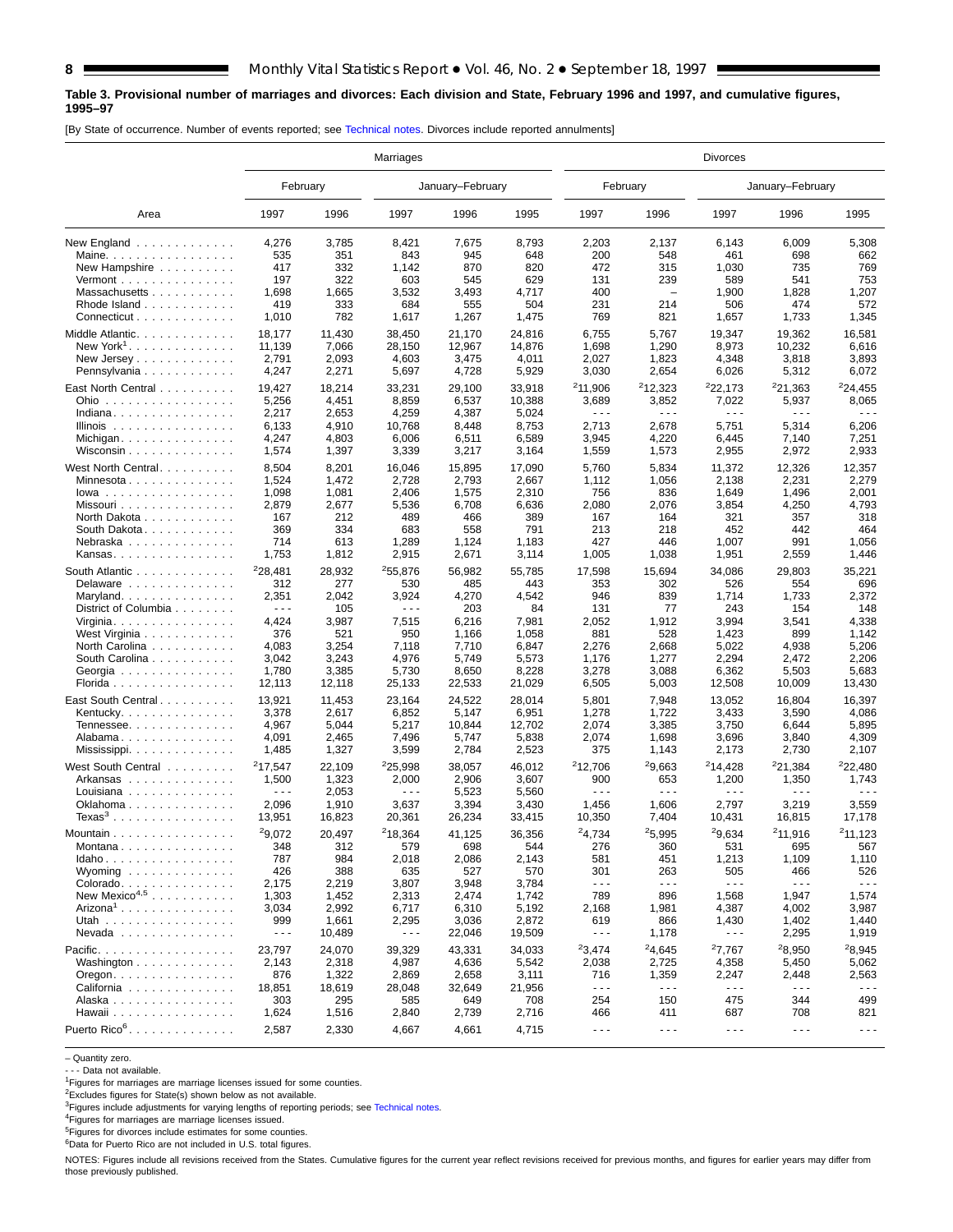**Table 3. Provisional number of marriages and divorces: Each division and State, February 1996 and 1997, and cumulative figures, 1995–97**

[By State of occurrence. Number of events reported; see Technical notes. Divorces include reported annulments]

| Area | Marriages | | | | | Divorces | | | | |
|---|---|---|---|---|---|---|---|---|---|---|
| | February | | January–February | | | February | | January–February | | |
| | 1997 | 1996 | 1997 | 1996 | 1995 | 1997 | 1996 | 1997 | 1996 | 1995 |
| New England | 4,276 | 3,785 | 8,421 | 7,675 | 8,793 | 2,203 | 2,137 | 6,143 | 6,009 | 5,308 |
| Maine | 535 | 351 | 843 | 945 | 648 | 200 | 548 | 461 | 698 | 662 |
| New Hampshire | 417 | 332 | 1,142 | 870 | 820 | 472 | 315 | 1,030 | 735 | 769 |
| Vermont | 197 | 322 | 603 | 545 | 629 | 131 | 239 | 589 | 541 | 753 |
| Massachusetts | 1,698 | 1,665 | 3,532 | 3,493 | 4,717 | 400 | – | 1,900 | 1,828 | 1,207 |
| Rhode Island | 419 | 333 | 684 | 555 | 504 | 231 | 214 | 506 | 474 | 572 |
| Connecticut | 1,010 | 782 | 1,617 | 1,267 | 1,475 | 769 | 821 | 1,657 | 1,733 | 1,345 |
| Middle Atlantic | 18,177 | 11,430 | 38,450 | 21,170 | 24,816 | 6,755 | 5,767 | 19,347 | 19,362 | 16,581 |
| New York[1] | 11,139 | 7,066 | 28,150 | 12,967 | 14,876 | 1,698 | 1,290 | 8,973 | 10,232 | 6,616 |
| New Jersey | 2,791 | 2,093 | 4,603 | 3,475 | 4,011 | 2,027 | 1,823 | 4,348 | 3,818 | 3,893 |
| Pennsylvania | 4,247 | 2,271 | 5,697 | 4,728 | 5,929 | 3,030 | 2,654 | 6,026 | 5,312 | 6,072 |
| East North Central | 19,427 | 18,214 | 33,231 | 29,100 | 33,918 | [2]11,906 | [2]12,323 | [2]22,173 | [2]21,363 | [2]24,455 |
| Ohio | 5,256 | 4,451 | 8,859 | 6,537 | 10,388 | 3,689 | 3,852 | 7,022 | 5,937 | 8,065 |
| Indiana | 2,217 | 2,653 | 4,259 | 4,387 | 5,024 | - - - | - - - | - - - | - - - | - - - |
| Illinois | 6,133 | 4,910 | 10,768 | 8,448 | 8,753 | 2,713 | 2,678 | 5,751 | 5,314 | 6,206 |
| Michigan | 4,247 | 4,803 | 6,006 | 6,511 | 6,589 | 3,945 | 4,220 | 6,445 | 7,140 | 7,251 |
| Wisconsin | 1,574 | 1,397 | 3,339 | 3,217 | 3,164 | 1,559 | 1,573 | 2,955 | 2,972 | 2,933 |
| West North Central | 8,504 | 8,201 | 16,046 | 15,895 | 17,090 | 5,760 | 5,834 | 11,372 | 12,326 | 12,357 |
| Minnesota | 1,524 | 1,472 | 2,728 | 2,793 | 2,667 | 1,112 | 1,056 | 2,138 | 2,231 | 2,279 |
| Iowa | 1,098 | 1,081 | 2,406 | 1,575 | 2,310 | 756 | 836 | 1,649 | 1,496 | 2,001 |
| Missouri | 2,879 | 2,677 | 5,536 | 6,708 | 6,636 | 2,080 | 2,076 | 3,854 | 4,250 | 4,793 |
| North Dakota | 167 | 212 | 489 | 466 | 389 | 167 | 164 | 321 | 357 | 318 |
| South Dakota | 369 | 334 | 683 | 558 | 791 | 213 | 218 | 452 | 442 | 464 |
| Nebraska | 714 | 613 | 1,289 | 1,124 | 1,183 | 427 | 446 | 1,007 | 991 | 1,056 |
| Kansas | 1,753 | 1,812 | 2,915 | 2,671 | 3,114 | 1,005 | 1,038 | 1,951 | 2,559 | 1,446 |
| South Atlantic | [2]28,481 | 28,932 | [2]55,876 | 56,982 | 55,785 | 17,598 | 15,694 | 34,086 | 29,803 | 35,221 |
| Delaware | 312 | 277 | 530 | 485 | 443 | 353 | 302 | 526 | 554 | 696 |
| Maryland | 2,351 | 2,042 | 3,924 | 4,270 | 4,542 | 946 | 839 | 1,714 | 1,733 | 2,372 |
| District of Columbia | - - - | 105 | - - - | 203 | 84 | 131 | 77 | 243 | 154 | 148 |
| Virginia | 4,424 | 3,987 | 7,515 | 6,216 | 7,981 | 2,052 | 1,912 | 3,994 | 3,541 | 4,338 |
| West Virginia | 376 | 521 | 950 | 1,166 | 1,058 | 881 | 528 | 1,423 | 899 | 1,142 |
| North Carolina | 4,083 | 3,254 | 7,118 | 7,710 | 6,847 | 2,276 | 2,668 | 5,022 | 4,938 | 5,206 |
| South Carolina | 3,042 | 3,243 | 4,976 | 5,749 | 5,573 | 1,176 | 1,277 | 2,294 | 2,472 | 2,206 |
| Georgia | 1,780 | 3,385 | 5,730 | 8,650 | 8,228 | 3,278 | 3,088 | 6,362 | 5,503 | 5,683 |
| Florida | 12,113 | 12,118 | 25,133 | 22,533 | 21,029 | 6,505 | 5,003 | 12,508 | 10,009 | 13,430 |
| East South Central | 13,921 | 11,453 | 23,164 | 24,522 | 28,014 | 5,801 | 7,948 | 13,052 | 16,804 | 16,397 |
| Kentucky | 3,378 | 2,617 | 6,852 | 5,147 | 6,951 | 1,278 | 1,722 | 3,433 | 3,590 | 4,086 |
| Tennessee | 4,967 | 5,044 | 5,217 | 10,844 | 12,702 | 2,074 | 3,385 | 3,750 | 6,644 | 5,895 |
| Alabama | 4,091 | 2,465 | 7,496 | 5,747 | 5,838 | 2,074 | 1,698 | 3,696 | 3,840 | 4,309 |
| Mississippi | 1,485 | 1,327 | 3,599 | 2,784 | 2,523 | 375 | 1,143 | 2,173 | 2,730 | 2,107 |
| West South Central | [2]17,547 | 22,109 | [2]25,998 | 38,057 | 46,012 | [2]12,706 | [2]9,663 | [2]14,428 | [2]21,384 | [2]22,480 |
| Arkansas | 1,500 | 1,323 | 2,000 | 2,906 | 3,607 | 900 | 653 | 1,200 | 1,350 | 1,743 |
| Louisiana | - - - | 2,053 | - - - | 5,523 | 5,560 | - - - | - - - | - - - | - - - | - - - |
| Oklahoma | 2,096 | 1,910 | 3,637 | 3,394 | 3,430 | 1,456 | 1,606 | 2,797 | 3,219 | 3,559 |
| Texas[3] | 13,951 | 16,823 | 20,361 | 26,234 | 33,415 | 10,350 | 7,404 | 10,431 | 16,815 | 17,178 |
| Mountain | [2]9,072 | 20,497 | [2]18,364 | 41,125 | 36,356 | [2]4,734 | [2]5,995 | [2]9,634 | [2]11,916 | [2]11,123 |
| Montana | 348 | 312 | 579 | 698 | 544 | 276 | 360 | 531 | 695 | 567 |
| Idaho | 787 | 984 | 2,018 | 2,086 | 2,143 | 581 | 451 | 1,213 | 1,109 | 1,110 |
| Wyoming | 426 | 388 | 635 | 527 | 570 | 301 | 263 | 505 | 466 | 526 |
| Colorado | 2,175 | 2,219 | 3,807 | 3,948 | 3,784 | - - - | - - - | - - - | - - - | - - - |
| New Mexico[4,5] | 1,303 | 1,452 | 2,313 | 2,474 | 1,742 | 789 | 896 | 1,568 | 1,947 | 1,574 |
| Arizona[1] | 3,034 | 2,992 | 6,717 | 6,310 | 5,192 | 2,168 | 1,981 | 4,387 | 4,002 | 3,987 |
| Utah | 999 | 1,661 | 2,295 | 3,036 | 2,872 | 619 | 866 | 1,430 | 1,402 | 1,440 |
| Nevada | - - - | 10,489 | - - - | 22,046 | 19,509 | - - - | 1,178 | - - - | 2,295 | 1,919 |
| Pacific | 23,797 | 24,070 | 39,329 | 43,331 | 34,033 | [2]3,474 | [2]4,645 | [2]7,767 | [2]8,950 | [2]8,945 |
| Washington | 2,143 | 2,318 | 4,987 | 4,636 | 5,542 | 2,038 | 2,725 | 4,358 | 5,450 | 5,062 |
| Oregon | 876 | 1,322 | 2,869 | 2,658 | 3,111 | 716 | 1,359 | 2,247 | 2,448 | 2,563 |
| California | 18,851 | 18,619 | 28,048 | 32,649 | 21,956 | - - - | - - - | - - - | - - - | - - - |
| Alaska | 303 | 295 | 585 | 649 | 708 | 254 | 150 | 475 | 344 | 499 |
| Hawaii | 1,624 | 1,516 | 2,840 | 2,739 | 2,716 | 466 | 411 | 687 | 708 | 821 |
| Puerto Rico[6] | 2,587 | 2,330 | 4,667 | 4,661 | 4,715 | - - - | - - - | - - - | - - - | - - - |

– Quantity zero.
- - - Data not available.
[1]Figures for marriages are marriage licenses issued for some counties.
[2]Excludes figures for State(s) shown below as not available.
[3]Figures include adjustments for varying lengths of reporting periods; see Technical notes.
[4]Figures for marriages are marriage licenses issued.
[5]Figures for divorces include estimates for some counties.
[6]Data for Puerto Rico are not included in U.S. total figures.

NOTES: Figures include all revisions received from the States. Cumulative figures for the current year reflect revisions received for previous months, and figures for earlier years may differ from those previously published.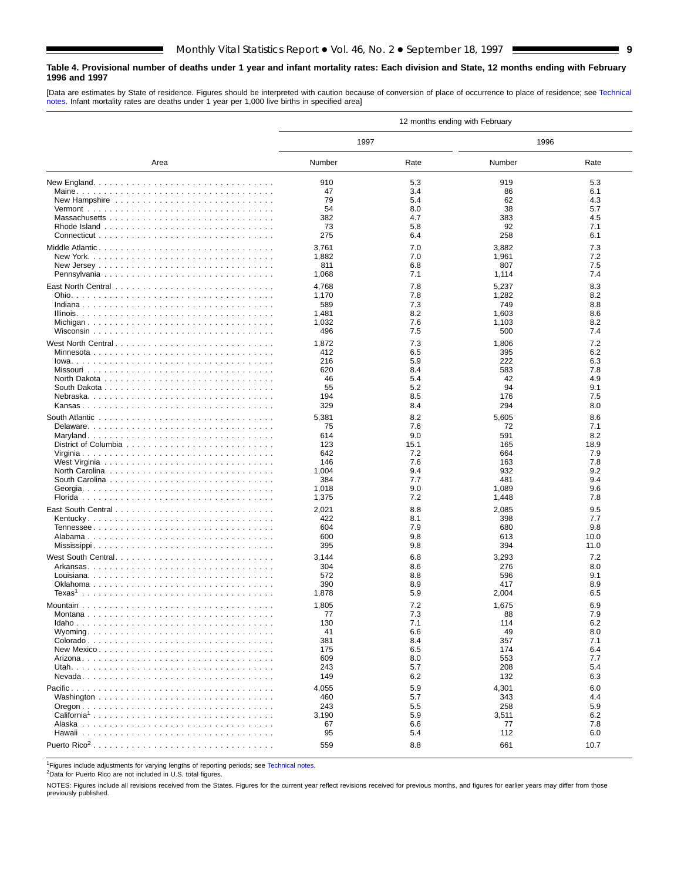**Table 4. Provisional number of deaths under 1 year and infant mortality rates: Each division and State, 12 months ending with February 1996 and 1997**

[Data are estimates by State of residence. Figures should be interpreted with caution because of conversion of place of occurrence to place of residence; see Technical notes. Infant mortality rates are deaths under 1 year per 1,000 live births in specified area]

| Area | 12 months ending with February | | | |
|---|---|---|---|---|
| | 1997 | | 1996 | |
| | Number | Rate | Number | Rate |
| New England | 910 | 5.3 | 919 | 5.3 |
| Maine | 47 | 3.4 | 86 | 6.1 |
| New Hampshire | 79 | 5.4 | 62 | 4.3 |
| Vermont | 54 | 8.0 | 38 | 5.7 |
| Massachusetts | 382 | 4.7 | 383 | 4.5 |
| Rhode Island | 73 | 5.8 | 92 | 7.1 |
| Connecticut | 275 | 6.4 | 258 | 6.1 |
| Middle Atlantic | 3,761 | 7.0 | 3,882 | 7.3 |
| New York | 1,882 | 7.0 | 1,961 | 7.2 |
| New Jersey | 811 | 6.8 | 807 | 7.5 |
| Pennsylvania | 1,068 | 7.1 | 1,114 | 7.4 |
| East North Central | 4,768 | 7.8 | 5,237 | 8.3 |
| Ohio | 1,170 | 7.8 | 1,282 | 8.2 |
| Indiana | 589 | 7.3 | 749 | 8.8 |
| Illinois | 1,481 | 8.2 | 1,603 | 8.6 |
| Michigan | 1,032 | 7.6 | 1,103 | 8.2 |
| Wisconsin | 496 | 7.5 | 500 | 7.4 |
| West North Central | 1,872 | 7.3 | 1,806 | 7.2 |
| Minnesota | 412 | 6.5 | 395 | 6.2 |
| Iowa | 216 | 5.9 | 222 | 6.3 |
| Missouri | 620 | 8.4 | 583 | 7.8 |
| North Dakota | 46 | 5.4 | 42 | 4.9 |
| South Dakota | 55 | 5.2 | 94 | 9.1 |
| Nebraska | 194 | 8.5 | 176 | 7.5 |
| Kansas | 329 | 8.4 | 294 | 8.0 |
| South Atlantic | 5,381 | 8.2 | 5,605 | 8.6 |
| Delaware | 75 | 7.6 | 72 | 7.1 |
| Maryland | 614 | 9.0 | 591 | 8.2 |
| District of Columbia | 123 | 15.1 | 165 | 18.9 |
| Virginia | 642 | 7.2 | 664 | 7.9 |
| West Virginia | 146 | 7.6 | 163 | 7.8 |
| North Carolina | 1,004 | 9.4 | 932 | 9.2 |
| South Carolina | 384 | 7.7 | 481 | 9.4 |
| Georgia | 1,018 | 9.0 | 1,089 | 9.6 |
| Florida | 1,375 | 7.2 | 1,448 | 7.8 |
| East South Central | 2,021 | 8.8 | 2,085 | 9.5 |
| Kentucky | 422 | 8.1 | 398 | 7.7 |
| Tennessee | 604 | 7.9 | 680 | 9.8 |
| Alabama | 600 | 9.8 | 613 | 10.0 |
| Mississippi | 395 | 9.8 | 394 | 11.0 |
| West South Central | 3,144 | 6.8 | 3,293 | 7.2 |
| Arkansas | 304 | 8.6 | 276 | 8.0 |
| Louisiana | 572 | 8.8 | 596 | 9.1 |
| Oklahoma | 390 | 8.9 | 417 | 8.9 |
| Texas[1] | 1,878 | 5.9 | 2,004 | 6.5 |
| Mountain | 1,805 | 7.2 | 1,675 | 6.9 |
| Montana | 77 | 7.3 | 88 | 7.9 |
| Idaho | 130 | 7.1 | 114 | 6.2 |
| Wyoming | 41 | 6.6 | 49 | 8.0 |
| Colorado | 381 | 8.4 | 357 | 7.1 |
| New Mexico | 175 | 6.5 | 174 | 6.4 |
| Arizona | 609 | 8.0 | 553 | 7.7 |
| Utah | 243 | 5.7 | 208 | 5.4 |
| Nevada | 149 | 6.2 | 132 | 6.3 |
| Pacific | 4,055 | 5.9 | 4,301 | 6.0 |
| Washington | 460 | 5.7 | 343 | 4.4 |
| Oregon | 243 | 5.5 | 258 | 5.9 |
| California[1] | 3,190 | 5.9 | 3,511 | 6.2 |
| Alaska | 67 | 6.6 | 77 | 7.8 |
| Hawaii | 95 | 5.4 | 112 | 6.0 |
| Puerto Rico[2] | 559 | 8.8 | 661 | 10.7 |

[1]Figures include adjustments for varying lengths of reporting periods; see Technical notes.
[2]Data for Puerto Rico are not included in U.S. total figures.

NOTES: Figures include all revisions received from the States. Figures for the current year reflect revisions received for previous months, and figures for earlier years may differ from those previously published.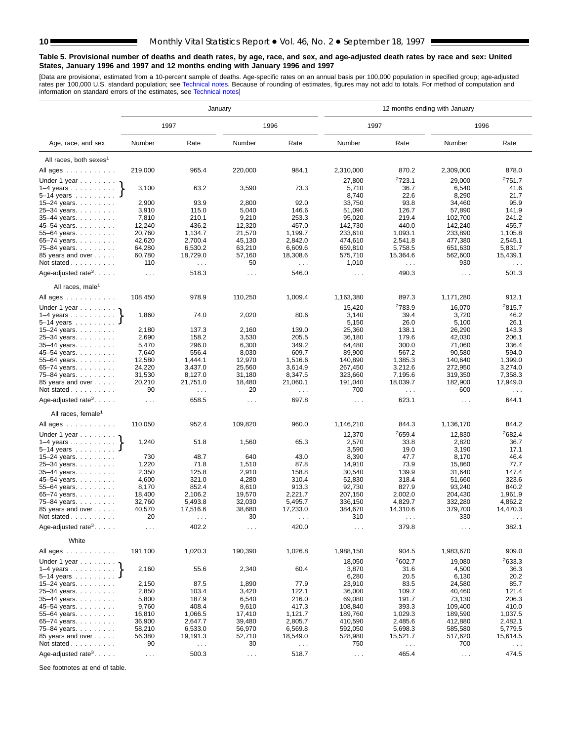**Table 5. Provisional number of deaths and death rates, by age, race, and sex, and age-adjusted death rates by race and sex: United States, January 1996 and 1997 and 12 months ending with January 1996 and 1997**

[Data are provisional, estimated from a 10-percent sample of deaths. Age-specific rates on an annual basis per 100,000 population in specified group; age-adjusted rates per 100,000 U.S. standard population; see Technical notes. Because of rounding of estimates, figures may not add to totals. For method of computation and information on standard errors of the estimates, see Technical notes]

| Age, race, and sex | January | | | | 12 months ending with January | | | |
|---|---|---|---|---|---|---|---|---|
| | 1997 | | 1996 | | 1997 | | 1996 | |
| | Number | Rate | Number | Rate | Number | Rate | Number | Rate |
| **All races, both sexes[1]** | | | | | | | | |
| All ages | 219,000 | 965.4 | 220,000 | 984.1 | 2,310,000 | 870.2 | 2,309,000 | 878.0 |
| Under 1 year | | | | | 27,800 | [2]723.1 | 29,000 | [2]751.7 |
| 1–4 years | 3,100 | 63.2 | 3,590 | 73.3 | 5,710 | 36.7 | 6,540 | 41.6 |
| 5–14 years | | | | | 8,740 | 22.6 | 8,290 | 21.7 |
| 15–24 years | 2,900 | 93.9 | 2,800 | 92.0 | 33,750 | 93.8 | 34,460 | 95.9 |
| 25–34 years | 3,910 | 115.0 | 5,040 | 146.6 | 51,090 | 126.7 | 57,890 | 141.9 |
| 35–44 years | 7,810 | 210.1 | 9,210 | 253.3 | 95,020 | 219.4 | 102,700 | 241.2 |
| 45–54 years | 12,240 | 436.2 | 12,320 | 457.0 | 142,730 | 440.0 | 142,240 | 455.7 |
| 55–64 years | 20,760 | 1,134.7 | 21,570 | 1,199.7 | 233,610 | 1,093.1 | 233,890 | 1,105.8 |
| 65–74 years | 42,620 | 2,700.4 | 45,130 | 2,842.0 | 474,610 | 2,541.8 | 477,380 | 2,545.1 |
| 75–84 years | 64,280 | 6,530.2 | 63,210 | 6,609.6 | 659,810 | 5,758.5 | 651,630 | 5,831.7 |
| 85 years and over | 60,780 | 18,729.0 | 57,160 | 18,308.6 | 575,710 | 15,364.6 | 562,600 | 15,439.1 |
| Not stated | 110 | . . . | 50 | . . . | 1,010 | . . . | 930 | . . . |
| Age-adjusted rate[3] | . . . | 518.3 | . . . | 546.0 | . . . | 490.3 | . . . | 501.3 |
| **All races, male[1]** | | | | | | | | |
| All ages | 108,450 | 978.9 | 110,250 | 1,009.4 | 1,163,380 | 897.3 | 1,171,280 | 912.1 |
| Under 1 year | | | | | 15,420 | [2]783.9 | 16,070 | [2]815.7 |
| 1–4 years | 1,860 | 74.0 | 2,020 | 80.6 | 3,140 | 39.4 | 3,720 | 46.2 |
| 5–14 years | | | | | 5,150 | 26.0 | 5,100 | 26.1 |
| 15–24 years | 2,180 | 137.3 | 2,160 | 139.0 | 25,360 | 138.1 | 26,290 | 143.3 |
| 25–34 years | 2,690 | 158.2 | 3,530 | 205.5 | 36,180 | 179.6 | 42,030 | 206.1 |
| 35–44 years | 5,470 | 296.0 | 6,300 | 349.2 | 64,480 | 300.0 | 71,060 | 336.4 |
| 45–54 years | 7,640 | 556.4 | 8,030 | 609.7 | 89,900 | 567.2 | 90,580 | 594.0 |
| 55–64 years | 12,580 | 1,444.1 | 12,970 | 1,516.6 | 140,890 | 1,385.3 | 140,640 | 1,399.0 |
| 65–74 years | 24,220 | 3,437.0 | 25,560 | 3,614.9 | 267,450 | 3,212.6 | 272,950 | 3,274.0 |
| 75–84 years | 31,530 | 8,127.0 | 31,180 | 8,347.5 | 323,660 | 7,195.6 | 319,350 | 7,358.3 |
| 85 years and over | 20,210 | 21,751.0 | 18,480 | 21,060.1 | 191,040 | 18,039.7 | 182,900 | 17,949.0 |
| Not stated | 90 | . . . | 20 | . . . | 700 | . . . | 600 | . . . |
| Age-adjusted rate[3] | . . . | 658.5 | . . . | 697.8 | . . . | 623.1 | . . . | 644.1 |
| **All races, female[1]** | | | | | | | | |
| All ages | 110,050 | 952.4 | 109,820 | 960.0 | 1,146,210 | 844.3 | 1,136,170 | 844.2 |
| Under 1 year | | | | | 12,370 | [2]659.4 | 12,830 | [2]682.4 |
| 1–4 years | 1,240 | 51.8 | 1,560 | 65.3 | 2,570 | 33.8 | 2,820 | 36.7 |
| 5–14 years | | | | | 3,590 | 19.0 | 3,190 | 17.1 |
| 15–24 years | 730 | 48.7 | 640 | 43.0 | 8,390 | 47.7 | 8,170 | 46.4 |
| 25–34 years | 1,220 | 71.8 | 1,510 | 87.8 | 14,910 | 73.9 | 15,860 | 77.7 |
| 35–44 years | 2,350 | 125.8 | 2,910 | 158.8 | 30,540 | 139.9 | 31,640 | 147.4 |
| 45–54 years | 4,600 | 321.0 | 4,280 | 310.4 | 52,830 | 318.4 | 51,660 | 323.6 |
| 55–64 years | 8,170 | 852.4 | 8,610 | 913.3 | 92,730 | 827.9 | 93,240 | 840.2 |
| 65–74 years | 18,400 | 2,106.2 | 19,570 | 2,221.7 | 207,150 | 2,002.0 | 204,430 | 1,961.9 |
| 75–84 years | 32,760 | 5,493.8 | 32,030 | 5,495.7 | 336,150 | 4,829.7 | 332,280 | 4,862.2 |
| 85 years and over | 40,570 | 17,516.6 | 38,680 | 17,233.0 | 384,670 | 14,310.6 | 379,700 | 14,470.3 |
| Not stated | 20 | . . . | 30 | . . . | 310 | . . . | 330 | . . . |
| Age-adjusted rate[3] | . . . | 402.2 | . . . | 420.0 | . . . | 379.8 | . . . | 382.1 |
| **White** | | | | | | | | |
| All ages | 191,100 | 1,020.3 | 190,390 | 1,026.8 | 1,988,150 | 904.5 | 1,983,670 | 909.0 |
| Under 1 year | | | | | 18,050 | [2]602.7 | 19,080 | [2]633.3 |
| 1–4 years | 2,160 | 55.6 | 2,340 | 60.4 | 3,870 | 31.6 | 4,500 | 36.3 |
| 5–14 years | | | | | 6,280 | 20.5 | 6,130 | 20.2 |
| 15–24 years | 2,150 | 87.5 | 1,890 | 77.9 | 23,910 | 83.5 | 24,580 | 85.7 |
| 25–34 years | 2,850 | 103.4 | 3,420 | 122.1 | 36,000 | 109.7 | 40,460 | 121.4 |
| 35–44 years | 5,800 | 187.9 | 6,540 | 216.0 | 69,080 | 191.7 | 73,130 | 206.3 |
| 45–54 years | 9,760 | 408.4 | 9,610 | 417.3 | 108,840 | 393.3 | 109,400 | 410.0 |
| 55–64 years | 16,810 | 1,066.5 | 17,410 | 1,121.7 | 189,760 | 1,029.3 | 189,590 | 1,037.5 |
| 65–74 years | 36,900 | 2,647.7 | 39,480 | 2,805.7 | 410,590 | 2,485.6 | 412,880 | 2,482.1 |
| 75–84 years | 58,210 | 6,533.0 | 56,970 | 6,569.8 | 592,050 | 5,698.3 | 585,580 | 5,779.5 |
| 85 years and over | 56,380 | 19,191.3 | 52,710 | 18,549.0 | 528,980 | 15,521.7 | 517,620 | 15,614.5 |
| Not stated | 90 | . . . | 30 | . . . | 750 | . . . | 700 | . . . |
| Age-adjusted rate[3] | . . . | 500.3 | . . . | 518.7 | . . . | 465.4 | . . . | 474.5 |

Note: For January columns, the figures shown for 1–4 years cover the combined ages Under 1 year, 1–4 years, and 5–14 years (bracketed in the source).

See footnotes at end of table.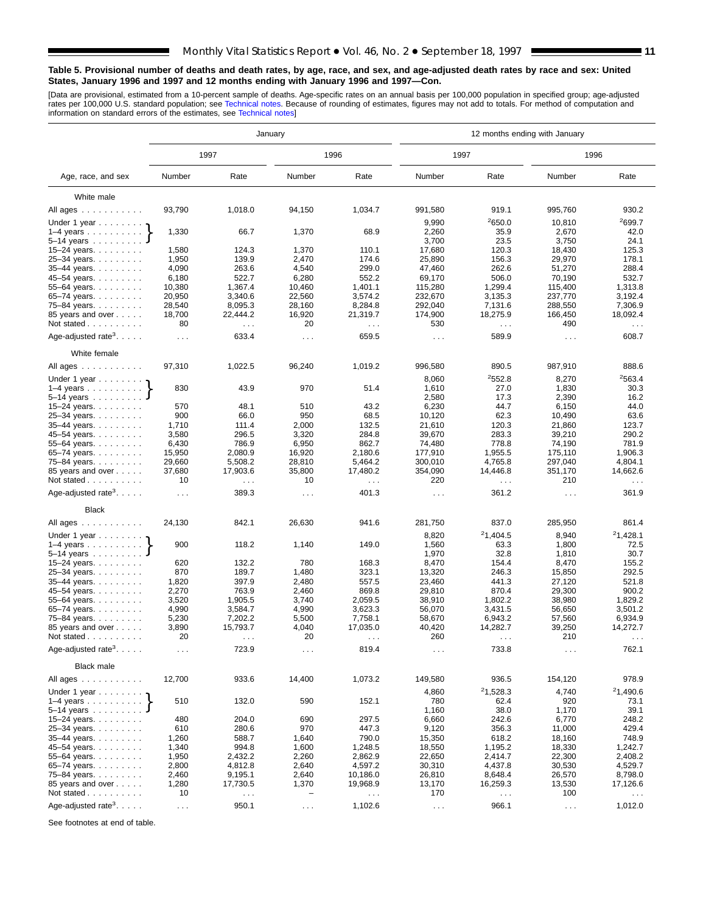**Table 5. Provisional number of deaths and death rates, by age, race, and sex, and age-adjusted death rates by race and sex: United States, January 1996 and 1997 and 12 months ending with January 1996 and 1997—Con.**

[Data are provisional, estimated from a 10-percent sample of deaths. Age-specific rates on an annual basis per 100,000 population in specified group; age-adjusted rates per 100,000 U.S. standard population; see Technical notes. Because of rounding of estimates, figures may not add to totals. For method of computation and information on standard errors of the estimates, see Technical notes]

| Age, race, and sex | January 1997 Number | January 1997 Rate | January 1996 Number | January 1996 Rate | 12 months ending with January 1997 Number | 12 months ending with January 1997 Rate | 12 months ending with January 1996 Number | 12 months ending with January 1996 Rate |
|---|---|---|---|---|---|---|---|---|
| **White male** | | | | | | | | |
| All ages | 93,790 | 1,018.0 | 94,150 | 1,034.7 | 991,580 | 919.1 | 995,760 | 930.2 |
| Under 1 year | 1,330 | 66.7 | 1,370 | 68.9 | 9,990 | [2]650.0 | 10,810 | [2]699.7 |
| 1–4 years | | | | | 2,260 | 35.9 | 2,670 | 42.0 |
| 5–14 years | | | | | 3,700 | 23.5 | 3,750 | 24.1 |
| 15–24 years | 1,580 | 124.3 | 1,370 | 110.1 | 17,680 | 120.3 | 18,430 | 125.3 |
| 25–34 years | 1,950 | 139.9 | 2,470 | 174.6 | 25,890 | 156.3 | 29,970 | 178.1 |
| 35–44 years | 4,090 | 263.6 | 4,540 | 299.0 | 47,460 | 262.6 | 51,270 | 288.4 |
| 45–54 years | 6,180 | 522.7 | 6,280 | 552.2 | 69,170 | 506.0 | 70,190 | 532.7 |
| 55–64 years | 10,380 | 1,367.4 | 10,460 | 1,401.1 | 115,280 | 1,299.4 | 115,400 | 1,313.8 |
| 65–74 years | 20,950 | 3,340.6 | 22,560 | 3,574.2 | 232,670 | 3,135.3 | 237,770 | 3,192.4 |
| 75–84 years | 28,540 | 8,095.3 | 28,160 | 8,284.8 | 292,040 | 7,131.6 | 288,550 | 7,306.9 |
| 85 years and over | 18,700 | 22,444.2 | 16,920 | 21,319.7 | 174,900 | 18,275.9 | 166,450 | 18,092.4 |
| Not stated | 80 | . . . | 20 | . . . | 530 | . . . | 490 | . . . |
| Age-adjusted rate[3] | . . . | 633.4 | . . . | 659.5 | . . . | 589.9 | . . . | 608.7 |
| **White female** | | | | | | | | |
| All ages | 97,310 | 1,022.5 | 96,240 | 1,019.2 | 996,580 | 890.5 | 987,910 | 888.6 |
| Under 1 year | 830 | 43.9 | 970 | 51.4 | 8,060 | [2]552.8 | 8,270 | [2]563.4 |
| 1–4 years | | | | | 1,610 | 27.0 | 1,830 | 30.3 |
| 5–14 years | | | | | 2,580 | 17.3 | 2,390 | 16.2 |
| 15–24 years | 570 | 48.1 | 510 | 43.2 | 6,230 | 44.7 | 6,150 | 44.0 |
| 25–34 years | 900 | 66.0 | 950 | 68.5 | 10,120 | 62.3 | 10,490 | 63.6 |
| 35–44 years | 1,710 | 111.4 | 2,000 | 132.5 | 21,610 | 120.3 | 21,860 | 123.7 |
| 45–54 years | 3,580 | 296.5 | 3,320 | 284.8 | 39,670 | 283.3 | 39,210 | 290.2 |
| 55–64 years | 6,430 | 786.9 | 6,950 | 862.7 | 74,480 | 778.8 | 74,190 | 781.9 |
| 65–74 years | 15,950 | 2,080.9 | 16,920 | 2,180.6 | 177,910 | 1,955.5 | 175,110 | 1,906.3 |
| 75–84 years | 29,660 | 5,508.2 | 28,810 | 5,464.2 | 300,010 | 4,765.8 | 297,040 | 4,804.1 |
| 85 years and over | 37,680 | 17,903.6 | 35,800 | 17,480.2 | 354,090 | 14,446.8 | 351,170 | 14,662.6 |
| Not stated | 10 | . . . | 10 | . . . | 220 | . . . | 210 | . . . |
| Age-adjusted rate[3] | . . . | 389.3 | . . . | 401.3 | . . . | 361.2 | . . . | 361.9 |
| **Black** | | | | | | | | |
| All ages | 24,130 | 842.1 | 26,630 | 941.6 | 281,750 | 837.0 | 285,950 | 861.4 |
| Under 1 year | 900 | 118.2 | 1,140 | 149.0 | 8,820 | [2]1,404.5 | 8,940 | [2]1,428.1 |
| 1–4 years | | | | | 1,560 | 63.3 | 1,800 | 72.5 |
| 5–14 years | | | | | 1,970 | 32.8 | 1,810 | 30.7 |
| 15–24 years | 620 | 132.2 | 780 | 168.3 | 8,470 | 154.4 | 8,470 | 155.2 |
| 25–34 years | 870 | 189.7 | 1,480 | 323.1 | 13,320 | 246.3 | 15,850 | 292.5 |
| 35–44 years | 1,820 | 397.9 | 2,480 | 557.5 | 23,460 | 441.3 | 27,120 | 521.8 |
| 45–54 years | 2,270 | 763.9 | 2,460 | 869.8 | 29,810 | 870.4 | 29,300 | 900.2 |
| 55–64 years | 3,520 | 1,905.5 | 3,740 | 2,059.5 | 38,910 | 1,802.2 | 38,980 | 1,829.2 |
| 65–74 years | 4,990 | 3,584.7 | 4,990 | 3,623.3 | 56,070 | 3,431.5 | 56,650 | 3,501.2 |
| 75–84 years | 5,230 | 7,202.2 | 5,500 | 7,758.1 | 58,670 | 6,943.2 | 57,560 | 6,934.9 |
| 85 years and over | 3,890 | 15,793.7 | 4,040 | 17,035.0 | 40,420 | 14,282.7 | 39,250 | 14,272.7 |
| Not stated | 20 | . . . | 20 | . . . | 260 | . . . | 210 | . . . |
| Age-adjusted rate[3] | . . . | 723.9 | . . . | 819.4 | . . . | 733.8 | . . . | 762.1 |
| **Black male** | | | | | | | | |
| All ages | 12,700 | 933.6 | 14,400 | 1,073.2 | 149,580 | 936.5 | 154,120 | 978.9 |
| Under 1 year | 510 | 132.0 | 590 | 152.1 | 4,860 | [2]1,528.3 | 4,740 | [2]1,490.6 |
| 1–4 years | | | | | 780 | 62.4 | 920 | 73.1 |
| 5–14 years | | | | | 1,160 | 38.0 | 1,170 | 39.1 |
| 15–24 years | 480 | 204.0 | 690 | 297.5 | 6,660 | 242.6 | 6,770 | 248.2 |
| 25–34 years | 610 | 280.6 | 970 | 447.3 | 9,120 | 356.3 | 11,000 | 429.4 |
| 35–44 years | 1,260 | 588.7 | 1,640 | 790.0 | 15,350 | 618.2 | 18,160 | 748.9 |
| 45–54 years | 1,340 | 994.8 | 1,600 | 1,248.5 | 18,550 | 1,195.2 | 18,330 | 1,242.7 |
| 55–64 years | 1,950 | 2,432.2 | 2,260 | 2,862.9 | 22,650 | 2,414.7 | 22,300 | 2,408.2 |
| 65–74 years | 2,800 | 4,812.8 | 2,640 | 4,597.2 | 30,310 | 4,437.8 | 30,530 | 4,529.7 |
| 75–84 years | 2,460 | 9,195.1 | 2,640 | 10,186.0 | 26,810 | 8,648.4 | 26,570 | 8,798.0 |
| 85 years and over | 1,280 | 17,730.5 | 1,370 | 19,968.9 | 13,170 | 16,259.3 | 13,530 | 17,126.6 |
| Not stated | 10 | . . . | – | . . . | 170 | . . . | 100 | . . . |
| Age-adjusted rate[3] | . . . | 950.1 | . . . | 1,102.6 | . . . | 966.1 | . . . | 1,012.0 |

Note: For January columns, figures shown on the "Under 1 year" row are for the combined group Under 1 year, 1–4 years, and 5–14 years (bracketed in the original).

See footnotes at end of table.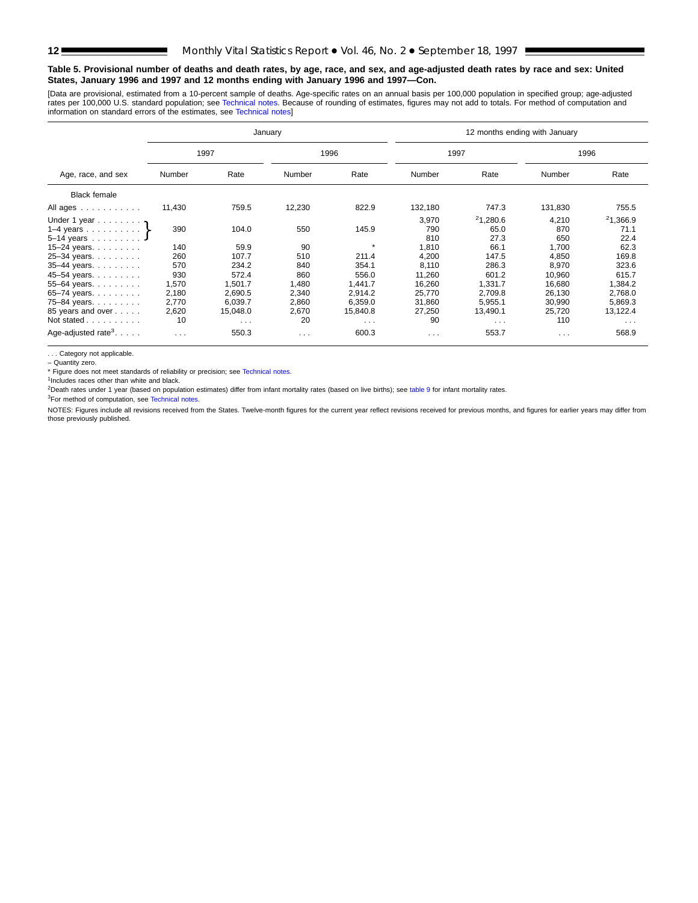**Table 5. Provisional number of deaths and death rates, by age, race, and sex, and age-adjusted death rates by race and sex: United States, January 1996 and 1997 and 12 months ending with January 1996 and 1997—Con.**

[Data are provisional, estimated from a 10-percent sample of deaths. Age-specific rates on an annual basis per 100,000 population in specified group; age-adjusted rates per 100,000 U.S. standard population; see Technical notes. Because of rounding of estimates, figures may not add to totals. For method of computation and information on standard errors of the estimates, see Technical notes]

| Age, race, and sex | January | | | | 12 months ending with January | | | |
|---|---|---|---|---|---|---|---|---|
| | 1997 | | 1996 | | 1997 | | 1996 | |
| | Number | Rate | Number | Rate | Number | Rate | Number | Rate |
| Black female | | | | | | | | |
| All ages | 11,430 | 759.5 | 12,230 | 822.9 | 132,180 | 747.3 | 131,830 | 755.5 |
| Under 1 year } | 390 | 104.0 | 550 | 145.9 | 3,970 | [2]1,280.6 | 4,210 | [2]1,366.9 |
| 1–4 years } | | | | | 790 | 65.0 | 870 | 71.1 |
| 5–14 years } | | | | | 810 | 27.3 | 650 | 22.4 |
| 15–24 years | 140 | 59.9 | 90 | * | 1,810 | 66.1 | 1,700 | 62.3 |
| 25–34 years | 260 | 107.7 | 510 | 211.4 | 4,200 | 147.5 | 4,850 | 169.8 |
| 35–44 years | 570 | 234.2 | 840 | 354.1 | 8,110 | 286.3 | 8,970 | 323.6 |
| 45–54 years | 930 | 572.4 | 860 | 556.0 | 11,260 | 601.2 | 10,960 | 615.7 |
| 55–64 years | 1,570 | 1,501.7 | 1,480 | 1,441.7 | 16,260 | 1,331.7 | 16,680 | 1,384.2 |
| 65–74 years | 2,180 | 2,690.5 | 2,340 | 2,914.2 | 25,770 | 2,709.8 | 26,130 | 2,768.0 |
| 75–84 years | 2,770 | 6,039.7 | 2,860 | 6,359.0 | 31,860 | 5,955.1 | 30,990 | 5,869.3 |
| 85 years and over | 2,620 | 15,048.0 | 2,670 | 15,840.8 | 27,250 | 13,490.1 | 25,720 | 13,122.4 |
| Not stated | 10 | . . . | 20 | . . . | 90 | . . . | 110 | . . . |
| Age-adjusted rate[3] | . . . | 550.3 | . . . | 600.3 | . . . | 553.7 | . . . | 568.9 |

. . . Category not applicable.

– Quantity zero.

* Figure does not meet standards of reliability or precision; see Technical notes.

[1]Includes races other than white and black.

[2]Death rates under 1 year (based on population estimates) differ from infant mortality rates (based on live births); see table 9 for infant mortality rates.

[3]For method of computation, see Technical notes.

NOTES: Figures include all revisions received from the States. Twelve-month figures for the current year reflect revisions received for previous months, and figures for earlier years may differ from those previously published.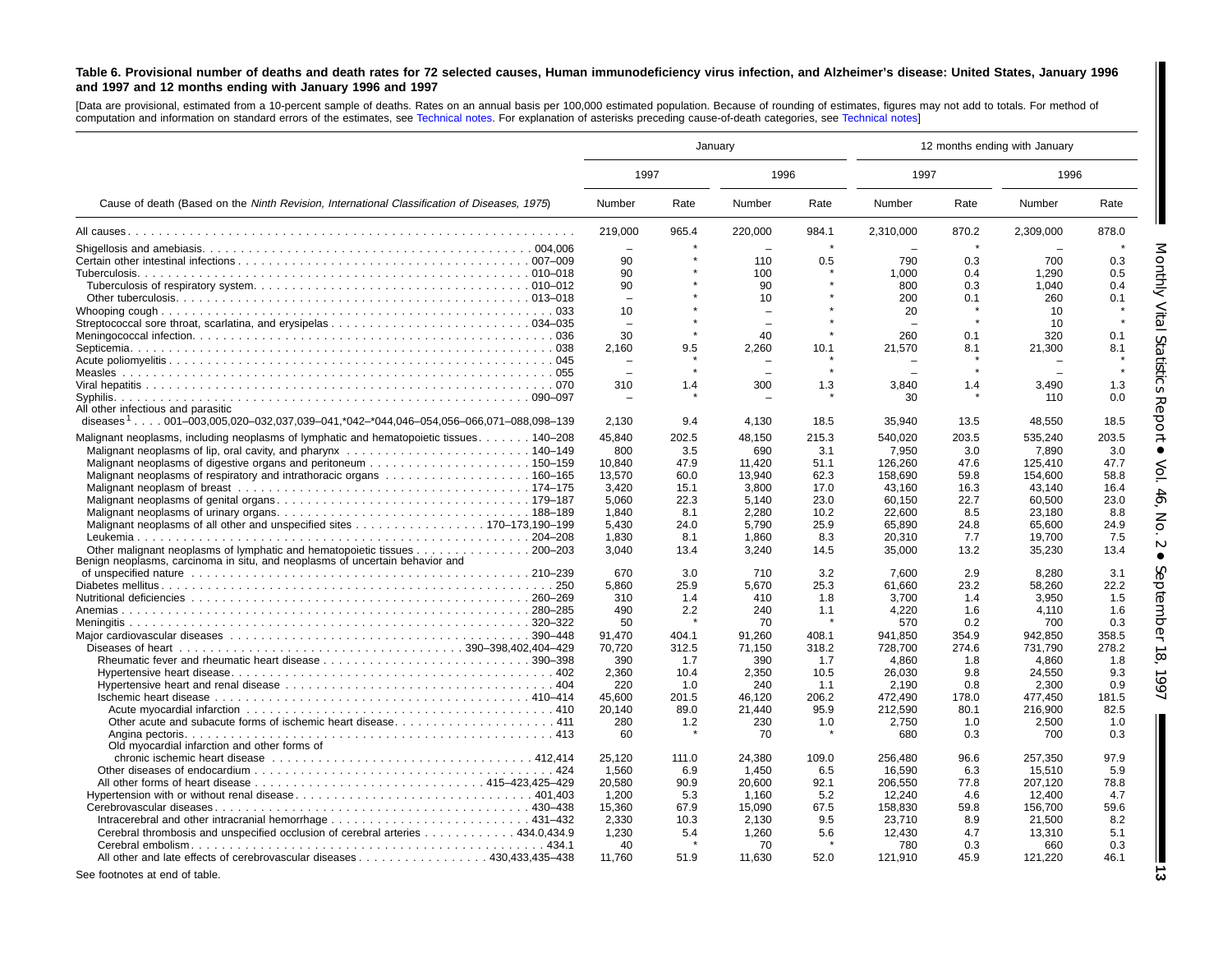**Table 6. Provisional number of deaths and death rates for 72 selected causes, Human immunodeficiency virus infection, and Alzheimer's disease: United States, January 1996 and 1997 and 12 months ending with January 1996 and 1997**

[Data are provisional, estimated from a 10-percent sample of deaths. Rates on an annual basis per 100,000 estimated population. Because of rounding of estimates, figures may not add to totals. For method of computation and information on standard errors of the estimates, see Technical notes. For explanation of asterisks preceding cause-of-death categories, see Technical notes]

| Cause of death (Based on the *Ninth Revision, International Classification of Diseases, 1975*) | January | | | | 12 months ending with January | | | |
|---|---|---|---|---|---|---|---|---|
| | 1997 | | 1996 | | 1997 | | 1996 | |
| | Number | Rate | Number | Rate | Number | Rate | Number | Rate |
| All causes | 219,000 | 965.4 | 220,000 | 984.1 | 2,310,000 | 870.2 | 2,309,000 | 878.0 |
| Shigellosis and amebiasis . . . 004,006 | – | * | – | * | – | * | – | * |
| Certain other intestinal infections . . . 007–009 | 90 | * | 110 | 0.5 | 790 | 0.3 | 700 | 0.3 |
| Tuberculosis . . . 010–018 | 90 | * | 100 | * | 1,000 | 0.4 | 1,290 | 0.5 |
| Tuberculosis of respiratory system . . . 010–012 | 90 | * | 90 | * | 800 | 0.3 | 1,040 | 0.4 |
| Other tuberculosis . . . 013–018 | – | * | 10 | * | 200 | 0.1 | 260 | 0.1 |
| Whooping cough . . . 033 | 10 | * | – | * | 20 | * | 10 | * |
| Streptococcal sore throat, scarlatina, and erysipelas . . . 034–035 | – | * | – | * | – | * | 10 | * |
| Meningococcal infection . . . 036 | 30 | * | 40 | * | 260 | 0.1 | 320 | 0.1 |
| Septicemia . . . 038 | 2,160 | 9.5 | 2,260 | 10.1 | 21,570 | 8.1 | 21,300 | 8.1 |
| Acute poliomyelitis . . . 045 | – | * | – | * | – | * | – | * |
| Measles . . . 055 | – | * | – | * | – | * | – | * |
| Viral hepatitis . . . 070 | 310 | 1.4 | 300 | 1.3 | 3,840 | 1.4 | 3,490 | 1.3 |
| Syphilis . . . 090–097 | – | * | – | * | 30 | * | 110 | 0.0 |
| All other infectious and parasitic diseases[1] . . . 001–003,005,020–032,037,039–041,*042–*044,046–054,056–066,071–088,098–139 | 2,130 | 9.4 | 4,130 | 18.5 | 35,940 | 13.5 | 48,550 | 18.5 |
| Malignant neoplasms, including neoplasms of lymphatic and hematopoietic tissues . . . 140–208 | 45,840 | 202.5 | 48,150 | 215.3 | 540,020 | 203.5 | 535,240 | 203.5 |
| Malignant neoplasms of lip, oral cavity, and pharynx . . . 140–149 | 800 | 3.5 | 690 | 3.1 | 7,950 | 3.0 | 7,890 | 3.0 |
| Malignant neoplasms of digestive organs and peritoneum . . . 150–159 | 10,840 | 47.9 | 11,420 | 51.1 | 126,260 | 47.6 | 125,410 | 47.7 |
| Malignant neoplasms of respiratory and intrathoracic organs . . . 160–165 | 13,570 | 60.0 | 13,940 | 62.3 | 158,690 | 59.8 | 154,600 | 58.8 |
| Malignant neoplasm of breast . . . 174–175 | 3,420 | 15.1 | 3,800 | 17.0 | 43,160 | 16.3 | 43,140 | 16.4 |
| Malignant neoplasms of genital organs . . . 179–187 | 5,060 | 22.3 | 5,140 | 23.0 | 60,150 | 22.7 | 60,500 | 23.0 |
| Malignant neoplasms of urinary organs . . . 188–189 | 1,840 | 8.1 | 2,280 | 10.2 | 22,600 | 8.5 | 23,180 | 8.8 |
| Malignant neoplasms of all other and unspecified sites . . . 170–173,190–199 | 5,430 | 24.0 | 5,790 | 25.9 | 65,890 | 24.8 | 65,600 | 24.9 |
| Leukemia . . . 204–208 | 1,830 | 8.1 | 1,860 | 8.3 | 20,310 | 7.7 | 19,700 | 7.5 |
| Other malignant neoplasms of lymphatic and hematopoietic tissues . . . 200–203 | 3,040 | 13.4 | 3,240 | 14.5 | 35,000 | 13.2 | 35,230 | 13.4 |
| Benign neoplasms, carcinoma in situ, and neoplasms of uncertain behavior and of unspecified nature . . . 210–239 | 670 | 3.0 | 710 | 3.2 | 7,600 | 2.9 | 8,280 | 3.1 |
| Diabetes mellitus . . . 250 | 5,860 | 25.9 | 5,670 | 25.3 | 61,660 | 23.2 | 58,260 | 22.2 |
| Nutritional deficiencies . . . 260–269 | 310 | 1.4 | 410 | 1.8 | 3,700 | 1.4 | 3,950 | 1.5 |
| Anemias . . . 280–285 | 490 | 2.2 | 240 | 1.1 | 4,220 | 1.6 | 4,110 | 1.6 |
| Meningitis . . . 320–322 | 50 | * | 70 | * | 570 | 0.2 | 700 | 0.3 |
| Major cardiovascular diseases . . . 390–448 | 91,470 | 404.1 | 91,260 | 408.1 | 941,850 | 354.9 | 942,850 | 358.5 |
| Diseases of heart . . . 390–398,402,404–429 | 70,720 | 312.5 | 71,150 | 318.2 | 728,700 | 274.6 | 731,790 | 278.2 |
| Rheumatic fever and rheumatic heart disease . . . 390–398 | 390 | 1.7 | 390 | 1.7 | 4,860 | 1.8 | 4,860 | 1.8 |
| Hypertensive heart disease . . . 402 | 2,360 | 10.4 | 2,350 | 10.5 | 26,030 | 9.8 | 24,550 | 9.3 |
| Hypertensive heart and renal disease . . . 404 | 220 | 1.0 | 240 | 1.1 | 2,190 | 0.8 | 2,300 | 0.9 |
| Ischemic heart disease . . . 410–414 | 45,600 | 201.5 | 46,120 | 206.2 | 472,490 | 178.0 | 477,450 | 181.5 |
| Acute myocardial infarction . . . 410 | 20,140 | 89.0 | 21,440 | 95.9 | 212,590 | 80.1 | 216,900 | 82.5 |
| Other acute and subacute forms of ischemic heart disease . . . 411 | 280 | 1.2 | 230 | 1.0 | 2,750 | 1.0 | 2,500 | 1.0 |
| Angina pectoris . . . 413 | 60 | * | 70 | * | 680 | 0.3 | 700 | 0.3 |
| Old myocardial infarction and other forms of chronic ischemic heart disease . . . 412,414 | 25,120 | 111.0 | 24,380 | 109.0 | 256,480 | 96.6 | 257,350 | 97.9 |
| Other diseases of endocardium . . . 424 | 1,560 | 6.9 | 1,450 | 6.5 | 16,590 | 6.3 | 15,510 | 5.9 |
| All other forms of heart disease . . . 415–423,425–429 | 20,580 | 90.9 | 20,600 | 92.1 | 206,550 | 77.8 | 207,120 | 78.8 |
| Hypertension with or without renal disease . . . 401,403 | 1,200 | 5.3 | 1,160 | 5.2 | 12,240 | 4.6 | 12,400 | 4.7 |
| Cerebrovascular diseases . . . 430–438 | 15,360 | 67.9 | 15,090 | 67.5 | 158,830 | 59.8 | 156,700 | 59.6 |
| Intracerebral and other intracranial hemorrhage . . . 431–432 | 2,330 | 10.3 | 2,130 | 9.5 | 23,710 | 8.9 | 21,500 | 8.2 |
| Cerebral thrombosis and unspecified occlusion of cerebral arteries . . . 434.0,434.9 | 1,230 | 5.4 | 1,260 | 5.6 | 12,430 | 4.7 | 13,310 | 5.1 |
| Cerebral embolism . . . 434.1 | 40 | * | 70 | * | 780 | 0.3 | 660 | 0.3 |
| All other and late effects of cerebrovascular diseases . . . 430,433,435–438 | 11,760 | 51.9 | 11,630 | 52.0 | 121,910 | 45.9 | 121,220 | 46.1 |

See footnotes at end of table.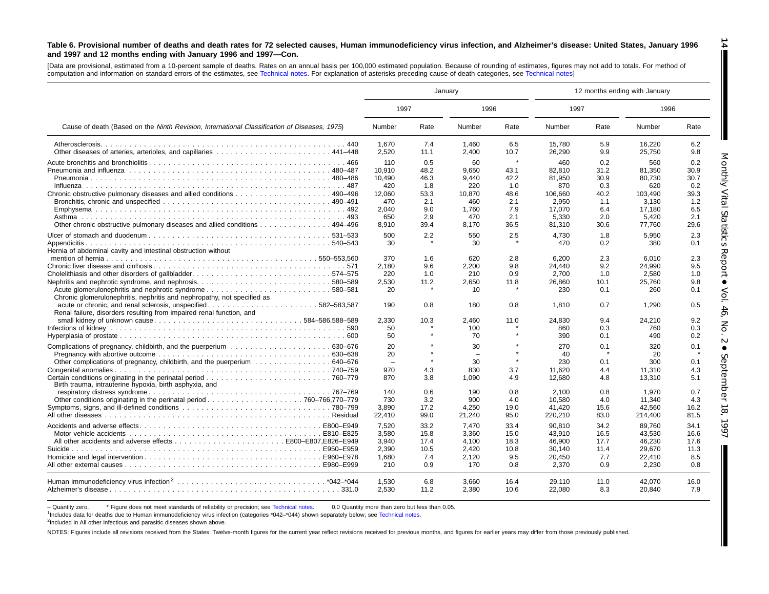**Table 6. Provisional number of deaths and death rates for 72 selected causes, Human immunodeficiency virus infection, and Alzheimer's disease: United States, January 1996 and 1997 and 12 months ending with January 1996 and 1997—Con.**

[Data are provisional, estimated from a 10-percent sample of deaths. Rates on an annual basis per 100,000 estimated population. Because of rounding of estimates, figures may not add to totals. For method of computation and information on standard errors of the estimates, see Technical notes. For explanation of asterisks preceding cause-of-death categories, see Technical notes]

| Cause of death (Based on the *Ninth Revision, International Classification of Diseases, 1975*) | January | | | | 12 months ending with January | | | |
|---|---|---|---|---|---|---|---|---|
| | 1997 | | 1996 | | 1997 | | 1996 | |
| | Number | Rate | Number | Rate | Number | Rate | Number | Rate |
| Atherosclerosis . . . 440 | 1,670 | 7.4 | 1,460 | 6.5 | 15,780 | 5.9 | 16,220 | 6.2 |
| Other diseases of arteries, arterioles, and capillaries . . . 441–448 | 2,520 | 11.1 | 2,400 | 10.7 | 26,290 | 9.9 | 25,750 | 9.8 |
| Acute bronchitis and bronchiolitis . . . 466 | 110 | 0.5 | 60 | * | 460 | 0.2 | 560 | 0.2 |
| Pneumonia and influenza . . . 480–487 | 10,910 | 48.2 | 9,650 | 43.1 | 82,810 | 31.2 | 81,350 | 30.9 |
| Pneumonia . . . 480–486 | 10,490 | 46.3 | 9,440 | 42.2 | 81,950 | 30.9 | 80,730 | 30.7 |
| Influenza . . . 487 | 420 | 1.8 | 220 | 1.0 | 870 | 0.3 | 620 | 0.2 |
| Chronic obstructive pulmonary diseases and allied conditions . . . 490–496 | 12,060 | 53.3 | 10,870 | 48.6 | 106,660 | 40.2 | 103,490 | 39.3 |
| Bronchitis, chronic and unspecified . . . 490–491 | 470 | 2.1 | 460 | 2.1 | 2,950 | 1.1 | 3,130 | 1.2 |
| Emphysema . . . 492 | 2,040 | 9.0 | 1,760 | 7.9 | 17,070 | 6.4 | 17,180 | 6.5 |
| Asthma . . . 493 | 650 | 2.9 | 470 | 2.1 | 5,330 | 2.0 | 5,420 | 2.1 |
| Other chronic obstructive pulmonary diseases and allied conditions . . . 494–496 | 8,910 | 39.4 | 8,170 | 36.5 | 81,310 | 30.6 | 77,760 | 29.6 |
| Ulcer of stomach and duodenum . . . 531–533 | 500 | 2.2 | 550 | 2.5 | 4,730 | 1.8 | 5,950 | 2.3 |
| Appendicitis . . . 540–543 | 30 | * | 30 | * | 470 | 0.2 | 380 | 0.1 |
| Hernia of abdominal cavity and intestinal obstruction without mention of hernia . . . 550–553,560 | 370 | 1.6 | 620 | 2.8 | 6,200 | 2.3 | 6,010 | 2.3 |
| Chronic liver disease and cirrhosis . . . 571 | 2,180 | 9.6 | 2,200 | 9.8 | 24,440 | 9.2 | 24,990 | 9.5 |
| Cholelithiasis and other disorders of gallbladder . . . 574–575 | 220 | 1.0 | 210 | 0.9 | 2,700 | 1.0 | 2,580 | 1.0 |
| Nephritis and nephrotic syndrome, and nephrosis . . . 580–589 | 2,530 | 11.2 | 2,650 | 11.8 | 26,860 | 10.1 | 25,760 | 9.8 |
| Acute glomerulonephritis and nephrotic syndrome . . . 580–581 | 20 | * | 10 | * | 230 | 0.1 | 260 | 0.1 |
| Chronic glomerulonephritis, nephritis and nephropathy, not specified as acute or chronic, and renal sclerosis, unspecified . . . 582–583,587 | 190 | 0.8 | 180 | 0.8 | 1,810 | 0.7 | 1,290 | 0.5 |
| Renal failure, disorders resulting from impaired renal function, and small kidney of unknown cause . . . 584–586,588–589 | 2,330 | 10.3 | 2,460 | 11.0 | 24,830 | 9.4 | 24,210 | 9.2 |
| Infections of kidney . . . 590 | 50 | * | 100 | * | 860 | 0.3 | 760 | 0.3 |
| Hyperplasia of prostate . . . 600 | 50 | * | 70 | * | 390 | 0.1 | 490 | 0.2 |
| Complications of pregnancy, childbirth, and the puerperium . . . 630–676 | 20 | * | 30 | * | 270 | 0.1 | 320 | 0.1 |
| Pregnancy with abortive outcome . . . 630–638 | 20 | * | – | * | 40 | * | 20 | * |
| Other complications of pregnancy, childbirth, and the puerperium . . . 640–676 | – | * | 30 | * | 230 | 0.1 | 300 | 0.1 |
| Congenital anomalies . . . 740–759 | 970 | 4.3 | 830 | 3.7 | 11,620 | 4.4 | 11,310 | 4.3 |
| Certain conditions originating in the perinatal period . . . 760–779 | 870 | 3.8 | 1,090 | 4.9 | 12,680 | 4.8 | 13,310 | 5.1 |
| Birth trauma, intrauterine hypoxia, birth asphyxia, and respiratory distress syndrome . . . 767–769 | 140 | 0.6 | 190 | 0.8 | 2,100 | 0.8 | 1,970 | 0.7 |
| Other conditions originating in the perinatal period . . . 760–766,770–779 | 730 | 3.2 | 900 | 4.0 | 10,580 | 4.0 | 11,340 | 4.3 |
| Symptoms, signs, and ill-defined conditions . . . 780–799 | 3,890 | 17.2 | 4,250 | 19.0 | 41,420 | 15.6 | 42,560 | 16.2 |
| All other diseases . . . Residual | 22,410 | 99.0 | 21,240 | 95.0 | 220,210 | 83.0 | 214,400 | 81.5 |
| Accidents and adverse effects . . . E800–E949 | 7,520 | 33.2 | 7,470 | 33.4 | 90,810 | 34.2 | 89,760 | 34.1 |
| Motor vehicle accidents . . . E810–E825 | 3,580 | 15.8 | 3,360 | 15.0 | 43,910 | 16.5 | 43,530 | 16.6 |
| All other accidents and adverse effects . . . E800–E807,E826–E949 | 3,940 | 17.4 | 4,100 | 18.3 | 46,900 | 17.7 | 46,230 | 17.6 |
| Suicide . . . E950–E959 | 2,390 | 10.5 | 2,420 | 10.8 | 30,140 | 11.4 | 29,670 | 11.3 |
| Homicide and legal intervention . . . E960–E978 | 1,680 | 7.4 | 2,120 | 9.5 | 20,450 | 7.7 | 22,410 | 8.5 |
| All other external causes . . . E980–E999 | 210 | 0.9 | 170 | 0.8 | 2,370 | 0.9 | 2,230 | 0.8 |
| Human immunodeficiency virus infection[2] . . . *042–*044 | 1,530 | 6.8 | 3,660 | 16.4 | 29,110 | 11.0 | 42,070 | 16.0 |
| Alzheimer's disease . . . 331.0 | 2,530 | 11.2 | 2,380 | 10.6 | 22,080 | 8.3 | 20,840 | 7.9 |

– Quantity zero. * Figure does not meet standards of reliability or precision; see Technical notes. 0.0 Quantity more than zero but less than 0.05.

[1]Includes data for deaths due to Human immunodeficiency virus infection (categories *042–*044) shown separately below; see Technical notes.

[2]Included in All other infectious and parasitic diseases shown above.

NOTES: Figures include all revisions received from the States. Twelve-month figures for the current year reflect revisions received for previous months, and figures for earlier years may differ from those previously published.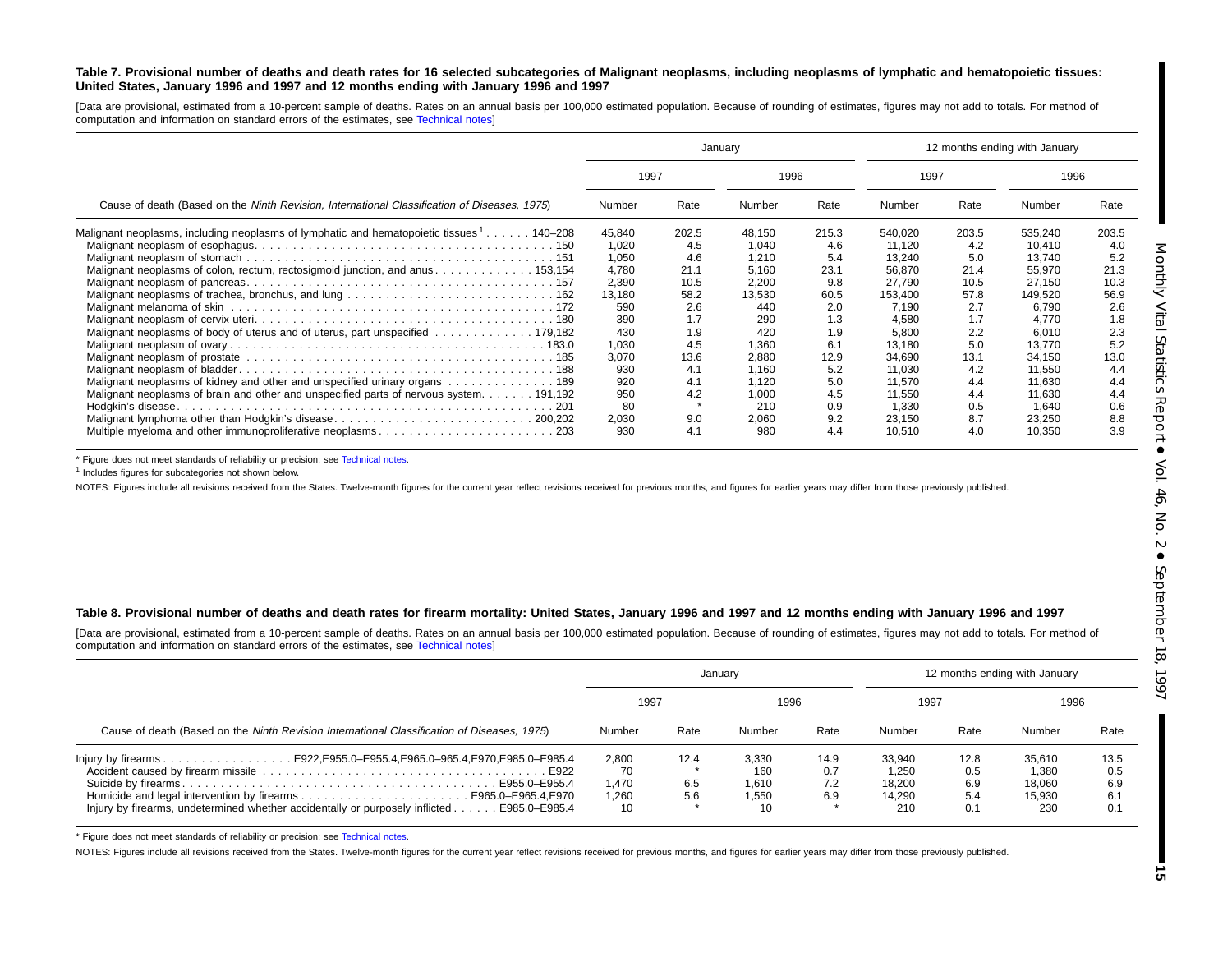**Table 7. Provisional number of deaths and death rates for 16 selected subcategories of Malignant neoplasms, including neoplasms of lymphatic and hematopoietic tissues: United States, January 1996 and 1997 and 12 months ending with January 1996 and 1997**

[Data are provisional, estimated from a 10-percent sample of deaths. Rates on an annual basis per 100,000 estimated population. Because of rounding of estimates, figures may not add to totals. For method of computation and information on standard errors of the estimates, see Technical notes]

| Cause of death (Based on the *Ninth Revision, International Classification of Diseases, 1975*) | January | | | | 12 months ending with January | | | |
|---|---|---|---|---|---|---|---|---|
| | 1997 | | 1996 | | 1997 | | 1996 | |
| | Number | Rate | Number | Rate | Number | Rate | Number | Rate |
| Malignant neoplasms, including neoplasms of lymphatic and hematopoietic tissues[1] . . . . . . 140–208 | 45,840 | 202.5 | 48,150 | 215.3 | 540,020 | 203.5 | 535,240 | 203.5 |
| Malignant neoplasm of esophagus . . . . . 150 | 1,020 | 4.5 | 1,040 | 4.6 | 11,120 | 4.2 | 10,410 | 4.0 |
| Malignant neoplasm of stomach . . . . . 151 | 1,050 | 4.6 | 1,210 | 5.4 | 13,240 | 5.0 | 13,740 | 5.2 |
| Malignant neoplasms of colon, rectum, rectosigmoid junction, and anus . . . . . 153,154 | 4,780 | 21.1 | 5,160 | 23.1 | 56,870 | 21.4 | 55,970 | 21.3 |
| Malignant neoplasm of pancreas . . . . . 157 | 2,390 | 10.5 | 2,200 | 9.8 | 27,790 | 10.5 | 27,150 | 10.3 |
| Malignant neoplasms of trachea, bronchus, and lung . . . . . 162 | 13,180 | 58.2 | 13,530 | 60.5 | 153,400 | 57.8 | 149,520 | 56.9 |
| Malignant melanoma of skin . . . . . 172 | 590 | 2.6 | 440 | 2.0 | 7,190 | 2.7 | 6,790 | 2.6 |
| Malignant neoplasm of cervix uteri . . . . . 180 | 390 | 1.7 | 290 | 1.3 | 4,580 | 1.7 | 4,770 | 1.8 |
| Malignant neoplasms of body of uterus and of uterus, part unspecified . . . . . 179,182 | 430 | 1.9 | 420 | 1.9 | 5,800 | 2.2 | 6,010 | 2.3 |
| Malignant neoplasm of ovary . . . . . 183.0 | 1,030 | 4.5 | 1,360 | 6.1 | 13,180 | 5.0 | 13,770 | 5.2 |
| Malignant neoplasm of prostate . . . . . 185 | 3,070 | 13.6 | 2,880 | 12.9 | 34,690 | 13.1 | 34,150 | 13.0 |
| Malignant neoplasm of bladder . . . . . 188 | 930 | 4.1 | 1,160 | 5.2 | 11,030 | 4.2 | 11,550 | 4.4 |
| Malignant neoplasms of kidney and other and unspecified urinary organs . . . . . 189 | 920 | 4.1 | 1,120 | 5.0 | 11,570 | 4.4 | 11,630 | 4.4 |
| Malignant neoplasms of brain and other and unspecified parts of nervous system . . . . . 191,192 | 950 | 4.2 | 1,000 | 4.5 | 11,550 | 4.4 | 11,630 | 4.4 |
| Hodgkin's disease . . . . . 201 | 80 | * | 210 | 0.9 | 1,330 | 0.5 | 1,640 | 0.6 |
| Malignant lymphoma other than Hodgkin's disease . . . . . 200,202 | 2,030 | 9.0 | 2,060 | 9.2 | 23,150 | 8.7 | 23,250 | 8.8 |
| Multiple myeloma and other immunoproliferative neoplasms . . . . . 203 | 930 | 4.1 | 980 | 4.4 | 10,510 | 4.0 | 10,350 | 3.9 |

* Figure does not meet standards of reliability or precision; see Technical notes.

[1] Includes figures for subcategories not shown below.

NOTES: Figures include all revisions received from the States. Twelve-month figures for the current year reflect revisions received for previous months, and figures for earlier years may differ from those previously published.

**Table 8. Provisional number of deaths and death rates for firearm mortality: United States, January 1996 and 1997 and 12 months ending with January 1996 and 1997**

[Data are provisional, estimated from a 10-percent sample of deaths. Rates on an annual basis per 100,000 estimated population. Because of rounding of estimates, figures may not add to totals. For method of computation and information on standard errors of the estimates, see Technical notes]

| Cause of death (Based on the *Ninth Revision International Classification of Diseases, 1975*) | January | | | | 12 months ending with January | | | |
|---|---|---|---|---|---|---|---|---|
| | 1997 | | 1996 | | 1997 | | 1996 | |
| | Number | Rate | Number | Rate | Number | Rate | Number | Rate |
| Injury by firearms . . . . . E922,E955.0–E955.4,E965.0–965.4,E970,E985.0–E985.4 | 2,800 | 12.4 | 3,330 | 14.9 | 33,940 | 12.8 | 35,610 | 13.5 |
| Accident caused by firearm missile . . . . . E922 | 70 | * | 160 | 0.7 | 1,250 | 0.5 | 1,380 | 0.5 |
| Suicide by firearms . . . . . E955.0–E955.4 | 1,470 | 6.5 | 1,610 | 7.2 | 18,200 | 6.9 | 18,060 | 6.9 |
| Homicide and legal intervention by firearms . . . . . E965.0–E965.4,E970 | 1,260 | 5.6 | 1,550 | 6.9 | 14,290 | 5.4 | 15,930 | 6.1 |
| Injury by firearms, undetermined whether accidentally or purposely inflicted . . . . . E985.0–E985.4 | 10 | * | 10 | * | 210 | 0.1 | 230 | 0.1 |

* Figure does not meet standards of reliability or precision; see Technical notes.

NOTES: Figures include all revisions received from the States. Twelve-month figures for the current year reflect revisions received for previous months, and figures for earlier years may differ from those previously published.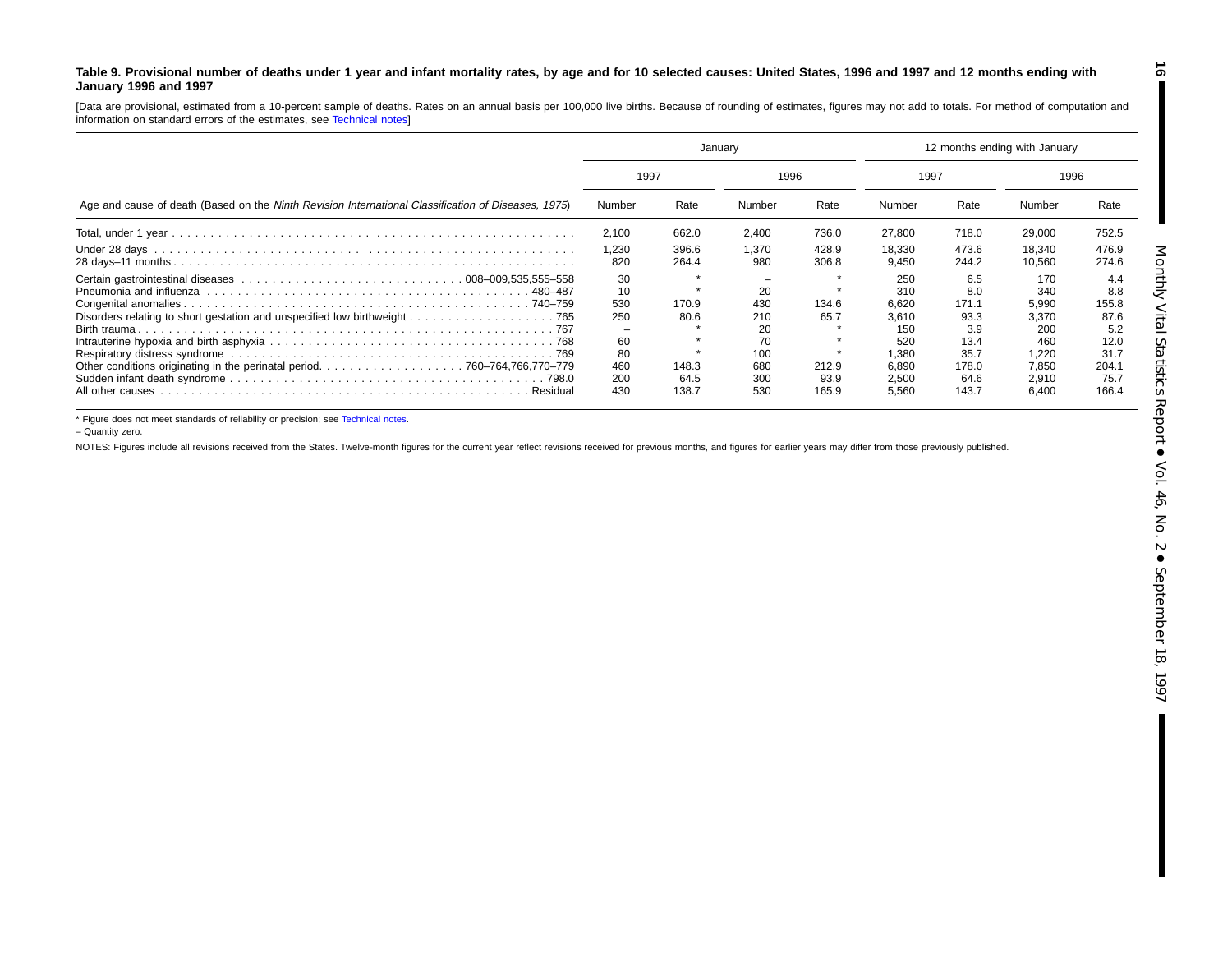**Table 9. Provisional number of deaths under 1 year and infant mortality rates, by age and for 10 selected causes: United States, 1996 and 1997 and 12 months ending with January 1996 and 1997**

[Data are provisional, estimated from a 10-percent sample of deaths. Rates on an annual basis per 100,000 live births. Because of rounding of estimates, figures may not add to totals. For method of computation and information on standard errors of the estimates, see Technical notes]

| Age and cause of death (Based on the *Ninth Revision International Classification of Diseases, 1975*) | January | | | | 12 months ending with January | | | |
|---|---|---|---|---|---|---|---|---|
| | 1997 | | 1996 | | 1997 | | 1996 | |
| | Number | Rate | Number | Rate | Number | Rate | Number | Rate |
| Total, under 1 year | 2,100 | 662.0 | 2,400 | 736.0 | 27,800 | 718.0 | 29,000 | 752.5 |
| Under 28 days | 1,230 | 396.6 | 1,370 | 428.9 | 18,330 | 473.6 | 18,340 | 476.9 |
| 28 days–11 months | 820 | 264.4 | 980 | 306.8 | 9,450 | 244.2 | 10,560 | 274.6 |
| Certain gastrointestinal diseases . . . 008–009,535,555–558 | 30 | * | – | * | 250 | 6.5 | 170 | 4.4 |
| Pneumonia and influenza . . . 480–487 | 10 | * | 20 | * | 310 | 8.0 | 340 | 8.8 |
| Congenital anomalies . . . 740–759 | 530 | 170.9 | 430 | 134.6 | 6,620 | 171.1 | 5,990 | 155.8 |
| Disorders relating to short gestation and unspecified low birthweight . . . 765 | 250 | 80.6 | 210 | 65.7 | 3,610 | 93.3 | 3,370 | 87.6 |
| Birth trauma . . . 767 | – | * | 20 | * | 150 | 3.9 | 200 | 5.2 |
| Intrauterine hypoxia and birth asphyxia . . . 768 | 60 | * | 70 | * | 520 | 13.4 | 460 | 12.0 |
| Respiratory distress syndrome . . . 769 | 80 | * | 100 | * | 1,380 | 35.7 | 1,220 | 31.7 |
| Other conditions originating in the perinatal period. . . 760–764,766,770–779 | 460 | 148.3 | 680 | 212.9 | 6,890 | 178.0 | 7,850 | 204.1 |
| Sudden infant death syndrome . . . 798.0 | 200 | 64.5 | 300 | 93.9 | 2,500 | 64.6 | 2,910 | 75.7 |
| All other causes . . . Residual | 430 | 138.7 | 530 | 165.9 | 5,560 | 143.7 | 6,400 | 166.4 |

* Figure does not meet standards of reliability or precision; see Technical notes.

– Quantity zero.

NOTES: Figures include all revisions received from the States. Twelve-month figures for the current year reflect revisions received for previous months, and figures for earlier years may differ from those previously published.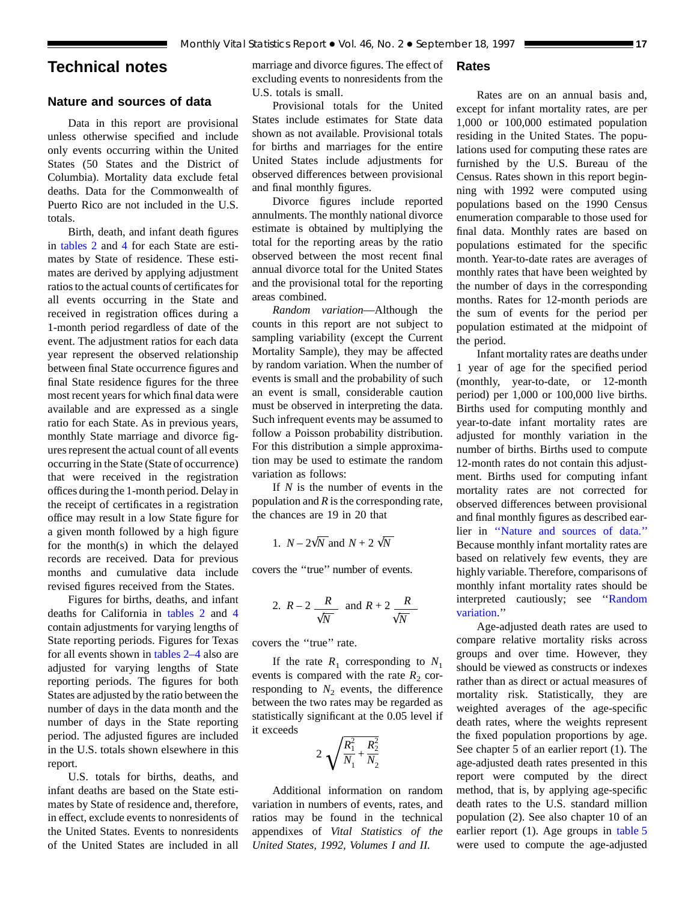# Technical notes

## Nature and sources of data

Data in this report are provisional unless otherwise specified and include only events occurring within the United States (50 States and the District of Columbia). Mortality data exclude fetal deaths. Data for the Commonwealth of Puerto Rico are not included in the U.S. totals.

Birth, death, and infant death figures in tables 2 and 4 for each State are estimates by State of residence. These estimates are derived by applying adjustment ratios to the actual counts of certificates for all events occurring in the State and received in registration offices during a 1-month period regardless of date of the event. The adjustment ratios for each data year represent the observed relationship between final State occurrence figures and final State residence figures for the three most recent years for which final data were available and are expressed as a single ratio for each State. As in previous years, monthly State marriage and divorce figures represent the actual count of all events occurring in the State (State of occurrence) that were received in the registration offices during the 1-month period. Delay in the receipt of certificates in a registration office may result in a low State figure for a given month followed by a high figure for the month(s) in which the delayed records are received. Data for previous months and cumulative data include revised figures received from the States.

Figures for births, deaths, and infant deaths for California in tables 2 and 4 contain adjustments for varying lengths of State reporting periods. Figures for Texas for all events shown in tables 2–4 also are adjusted for varying lengths of State reporting periods. The figures for both States are adjusted by the ratio between the number of days in the data month and the number of days in the State reporting period. The adjusted figures are included in the U.S. totals shown elsewhere in this report.

U.S. totals for births, deaths, and infant deaths are based on the State estimates by State of residence and, therefore, in effect, exclude events to nonresidents of the United States. Events to nonresidents of the United States are included in all marriage and divorce figures. The effect of excluding events to nonresidents from the U.S. totals is small.

Provisional totals for the United States include estimates for State data shown as not available. Provisional totals for births and marriages for the entire United States include adjustments for observed differences between provisional and final monthly figures.

Divorce figures include reported annulments. The monthly national divorce estimate is obtained by multiplying the total for the reporting areas by the ratio observed between the most recent final annual divorce total for the United States and the provisional total for the reporting areas combined.

*Random variation*—Although the counts in this report are not subject to sampling variability (except the Current Mortality Sample), they may be affected by random variation. When the number of events is small and the probability of such an event is small, considerable caution must be observed in interpreting the data. Such infrequent events may be assumed to follow a Poisson probability distribution. For this distribution a simple approximation may be used to estimate the random variation as follows:

If $N$ is the number of events in the population and $R$ is the corresponding rate, the chances are 19 in 20 that

1. $N - 2\sqrt{N}$ and $N + 2\sqrt{N}$

covers the "true" number of events.

2. $R - 2\dfrac{R}{\sqrt{N}}$ and $R + 2\dfrac{R}{\sqrt{N}}$

covers the "true" rate.

If the rate $R_1$ corresponding to $N_1$ events is compared with the rate $R_2$ corresponding to $N_2$ events, the difference between the two rates may be regarded as statistically significant at the 0.05 level if it exceeds

$$2\sqrt{\frac{R_1^2}{N_1} + \frac{R_2^2}{N_2}}$$

Additional information on random variation in numbers of events, rates, and ratios may be found in the technical appendixes of *Vital Statistics of the United States, 1992, Volumes I and II.*

## Rates

Rates are on an annual basis and, except for infant mortality rates, are per 1,000 or 100,000 estimated population residing in the United States. The populations used for computing these rates are furnished by the U.S. Bureau of the Census. Rates shown in this report beginning with 1992 were computed using populations based on the 1990 Census enumeration comparable to those used for final data. Monthly rates are based on populations estimated for the specific month. Year-to-date rates are averages of monthly rates that have been weighted by the number of days in the corresponding months. Rates for 12-month periods are the sum of events for the period per population estimated at the midpoint of the period.

Infant mortality rates are deaths under 1 year of age for the specified period (monthly, year-to-date, or 12-month period) per 1,000 or 100,000 live births. Births used for computing monthly and year-to-date infant mortality rates are adjusted for monthly variation in the number of births. Births used to compute 12-month rates do not contain this adjustment. Births used for computing infant mortality rates are not corrected for observed differences between provisional and final monthly figures as described earlier in "Nature and sources of data." Because monthly infant mortality rates are based on relatively few events, they are highly variable. Therefore, comparisons of monthly infant mortality rates should be interpreted cautiously; see "Random variation."

Age-adjusted death rates are used to compare relative mortality risks across groups and over time. However, they should be viewed as constructs or indexes rather than as direct or actual measures of mortality risk. Statistically, they are weighted averages of the age-specific death rates, where the weights represent the fixed population proportions by age. See chapter 5 of an earlier report (1). The age-adjusted death rates presented in this report were computed by the direct method, that is, by applying age-specific death rates to the U.S. standard million population (2). See also chapter 10 of an earlier report (1). Age groups in table 5 were used to compute the age-adjusted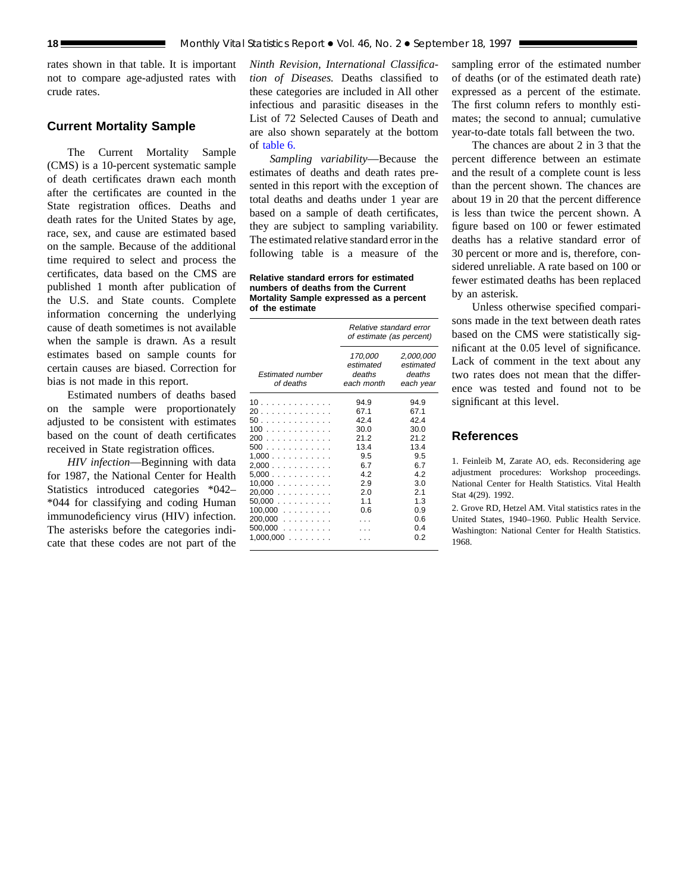rates shown in that table. It is important not to compare age-adjusted rates with crude rates.

## Current Mortality Sample

The Current Mortality Sample (CMS) is a 10-percent systematic sample of death certificates drawn each month after the certificates are counted in the State registration offices. Deaths and death rates for the United States by age, race, sex, and cause are estimated based on the sample. Because of the additional time required to select and process the certificates, data based on the CMS are published 1 month after publication of the U.S. and State counts. Complete information concerning the underlying cause of death sometimes is not available when the sample is drawn. As a result estimates based on sample counts for certain causes are biased. Correction for bias is not made in this report.

Estimated numbers of deaths based on the sample were proportionately adjusted to be consistent with estimates based on the count of death certificates received in State registration offices.

*HIV infection*—Beginning with data for 1987, the National Center for Health Statistics introduced categories *042–*044 for classifying and coding Human immunodeficiency virus (HIV) infection. The asterisks before the categories indicate that these codes are not part of the *Ninth Revision, International Classification of Diseases.* Deaths classified to these categories are included in All other infectious and parasitic diseases in the List of 72 Selected Causes of Death and are also shown separately at the bottom of table 6.

*Sampling variability*—Because the estimates of deaths and death rates presented in this report with the exception of total deaths and deaths under 1 year are based on a sample of death certificates, they are subject to sampling variability. The estimated relative standard error in the following table is a measure of the sampling error of the estimated number of deaths (or of the estimated death rate) expressed as a percent of the estimate. The first column refers to monthly estimates; the second to annual; cumulative year-to-date totals fall between the two.

**Relative standard errors for estimated numbers of deaths from the Current Mortality Sample expressed as a percent of the estimate**

| Estimated number of deaths | Relative standard error of estimate (as percent) | |
|---|---|---|
| | 170,000 estimated deaths each month | 2,000,000 estimated deaths each year |
| 10 | 94.9 | 94.9 |
| 20 | 67.1 | 67.1 |
| 50 | 42.4 | 42.4 |
| 100 | 30.0 | 30.0 |
| 200 | 21.2 | 21.2 |
| 500 | 13.4 | 13.4 |
| 1,000 | 9.5 | 9.5 |
| 2,000 | 6.7 | 6.7 |
| 5,000 | 4.2 | 4.2 |
| 10,000 | 2.9 | 3.0 |
| 20,000 | 2.0 | 2.1 |
| 50,000 | 1.1 | 1.3 |
| 100,000 | 0.6 | 0.9 |
| 200,000 | . . . | 0.6 |
| 500,000 | . . . | 0.4 |
| 1,000,000 | . . . | 0.2 |

The chances are about 2 in 3 that the percent difference between an estimate and the result of a complete count is less than the percent shown. The chances are about 19 in 20 that the percent difference is less than twice the percent shown. A figure based on 100 or fewer estimated deaths has a relative standard error of 30 percent or more and is, therefore, considered unreliable. A rate based on 100 or fewer estimated deaths has been replaced by an asterisk.

Unless otherwise specified comparisons made in the text between death rates based on the CMS were statistically significant at the 0.05 level of significance. Lack of comment in the text about any two rates does not mean that the difference was tested and found not to be significant at this level.

## References

1. Feinleib M, Zarate AO, eds. Reconsidering age adjustment procedures: Workshop proceedings. National Center for Health Statistics. Vital Health Stat 4(29). 1992.

2. Grove RD, Hetzel AM. Vital statistics rates in the United States, 1940–1960. Public Health Service. Washington: National Center for Health Statistics. 1968.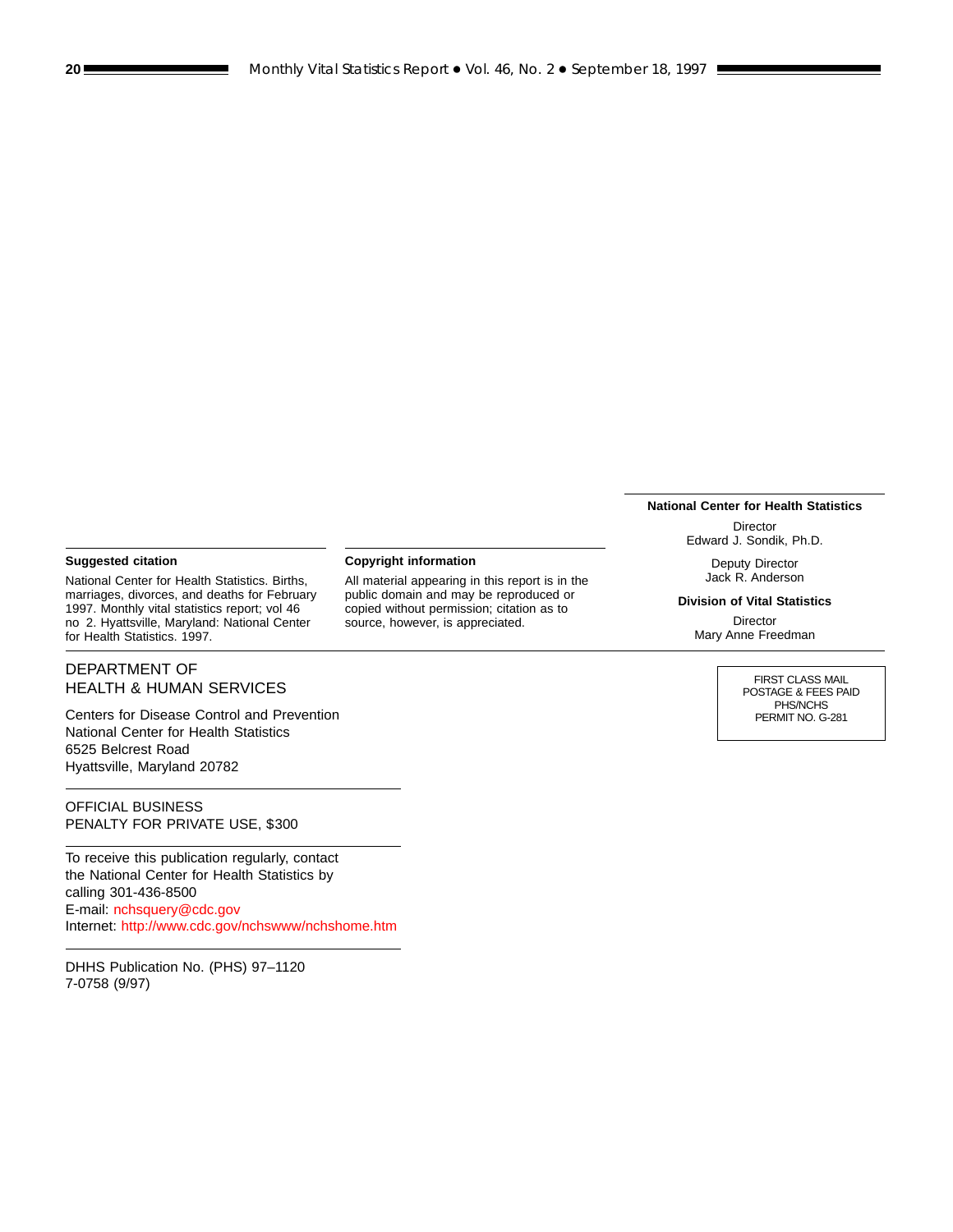**Suggested citation**

National Center for Health Statistics. Births, marriages, divorces, and deaths for February 1997. Monthly vital statistics report; vol 46 no 2. Hyattsville, Maryland: National Center for Health Statistics. 1997.

**Copyright information**

All material appearing in this report is in the public domain and may be reproduced or copied without permission; citation as to source, however, is appreciated.

**National Center for Health Statistics**

Director
Edward J. Sondik, Ph.D.

Deputy Director
Jack R. Anderson

**Division of Vital Statistics**

Director
Mary Anne Freedman

DEPARTMENT OF
HEALTH & HUMAN SERVICES

Centers for Disease Control and Prevention
National Center for Health Statistics
6525 Belcrest Road
Hyattsville, Maryland 20782

OFFICIAL BUSINESS
PENALTY FOR PRIVATE USE, $300

To receive this publication regularly, contact the National Center for Health Statistics by calling 301-436-8500
E-mail: nchsquery@cdc.gov
Internet: http://www.cdc.gov/nchswww/nchshome.htm

DHHS Publication No. (PHS) 97–1120
7-0758 (9/97)

FIRST CLASS MAIL
POSTAGE & FEES PAID
PHS/NCHS
PERMIT NO. G-281